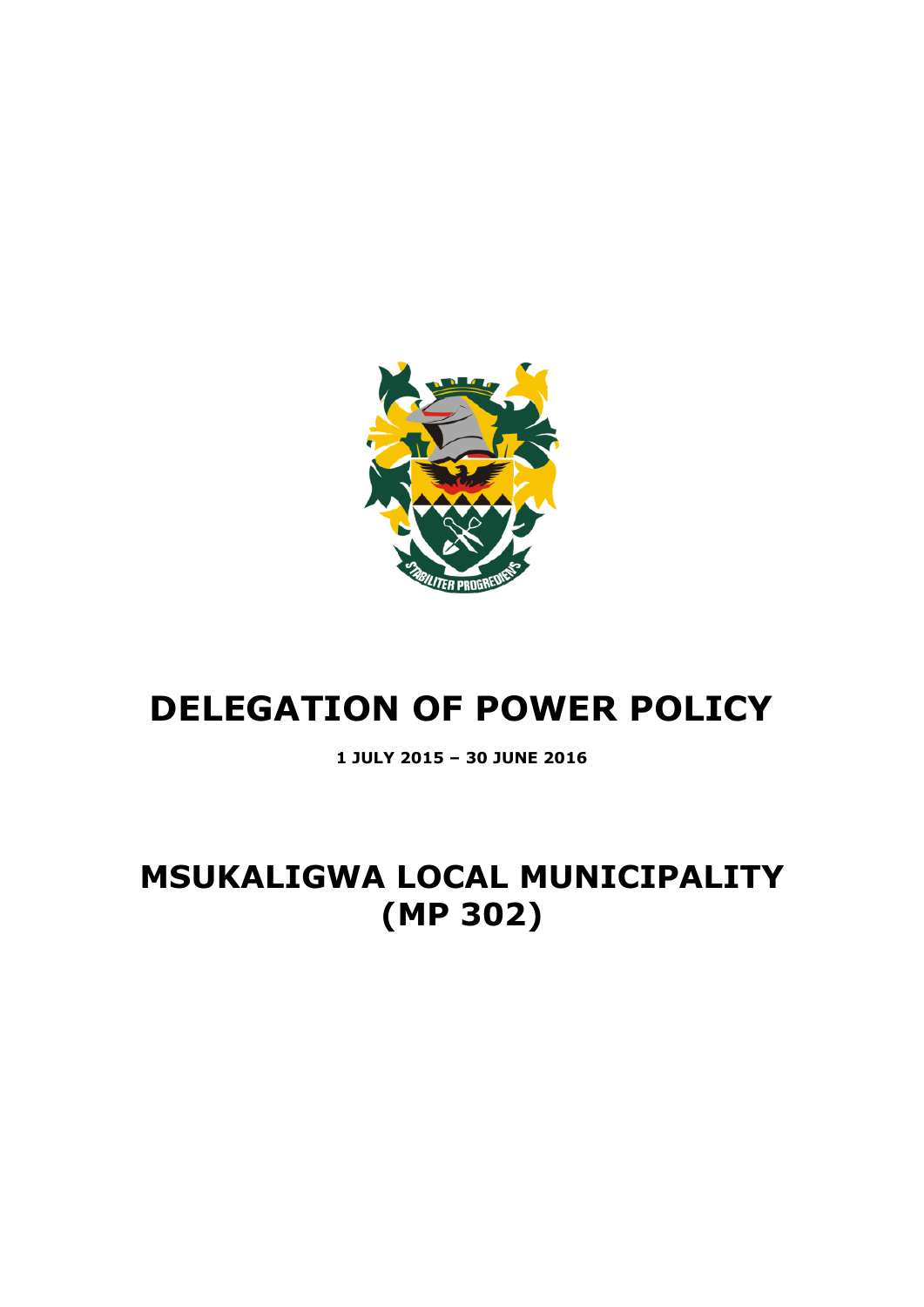# DELEGATION OF POWER POLICY

**1 JULY 2015 – 30 JUNE 2016**

# MSUKALIGWA LOCAL MUNICIPALITY (MP 302)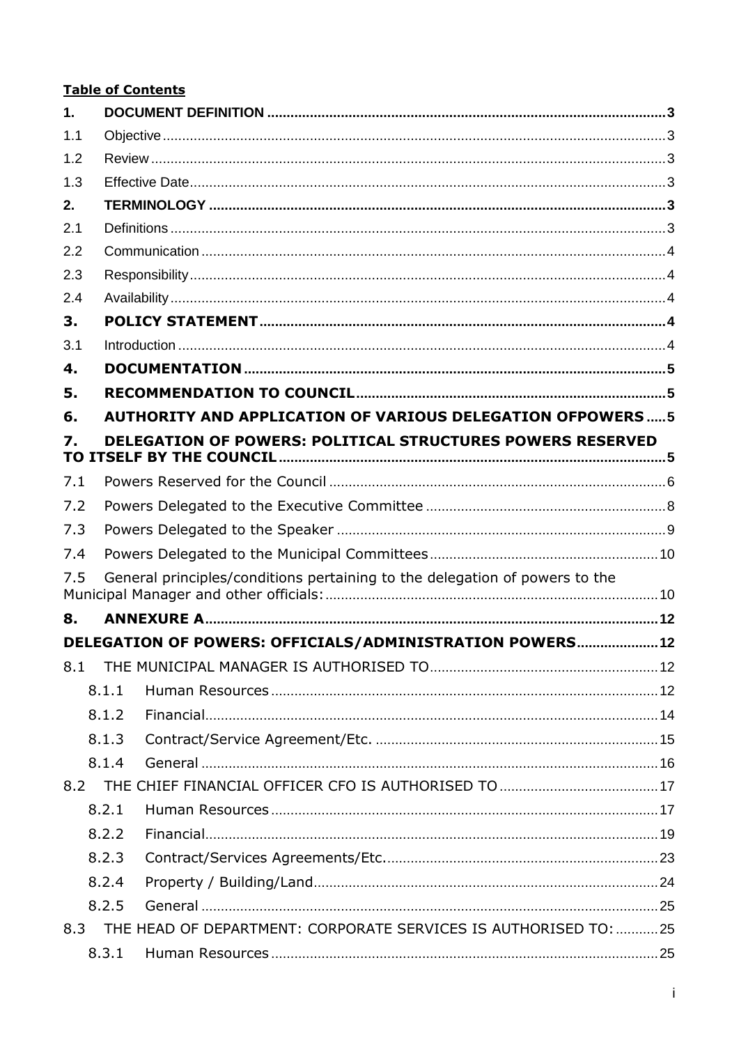**Table of Contents**

1. DOCUMENT DEFINITION ........................................................................................................3
1.1 Objective ..................................................................................................................................3
1.2 Review ......................................................................................................................................3
1.3 Effective Date............................................................................................................................3
2. TERMINOLOGY ......................................................................................................................3
2.1 Definitions .................................................................................................................................3
2.2 Communication .........................................................................................................................4
2.3 Responsibility............................................................................................................................4
2.4 Availability .................................................................................................................................4
3. POLICY STATEMENT .........................................................................................................4
3.1 Introduction ...............................................................................................................................4
4. DOCUMENTATION ..............................................................................................................5
5. RECOMMENDATION TO COUNCIL ...................................................................................5
6. AUTHORITY AND APPLICATION OF VARIOUS DELEGATION OFPOWERS .....5
7. DELEGATION OF POWERS: POLITICAL STRUCTURES POWERS RESERVED TO ITSELF BY THE COUNCIL .....................................................................................................5
7.1 Powers Reserved for the Council ........................................................................................6
7.2 Powers Delegated to the Executive Committee ..............................................................8
7.3 Powers Delegated to the Speaker .......................................................................................9
7.4 Powers Delegated to the Municipal Committees ...........................................................10
7.5 General principles/conditions pertaining to the delegation of powers to the Municipal Manager and other officials: .......................................................................................10
8. ANNEXURE A.......................................................................................................................12
DELEGATION OF POWERS: OFFICIALS/ADMINISTRATION POWERS....................12
8.1 THE MUNICIPAL MANAGER IS AUTHORISED TO...........................................................12
8.1.1 Human Resources .....................................................................................................12
8.1.2 Financial.....................................................................................................................14
8.1.3 Contract/Service Agreement/Etc. .............................................................................15
8.1.4 General .......................................................................................................................16
8.2 THE CHIEF FINANCIAL OFFICER CFO IS AUTHORISED TO .........................................17
8.2.1 Human Resources .....................................................................................................17
8.2.2 Financial.....................................................................................................................19
8.2.3 Contract/Services Agreements/Etc. ..........................................................................23
8.2.4 Property / Building/Land..........................................................................................24
8.2.5 General .......................................................................................................................25
8.3 THE HEAD OF DEPARTMENT: CORPORATE SERVICES IS AUTHORISED TO: ...........25
8.3.1 Human Resources .....................................................................................................25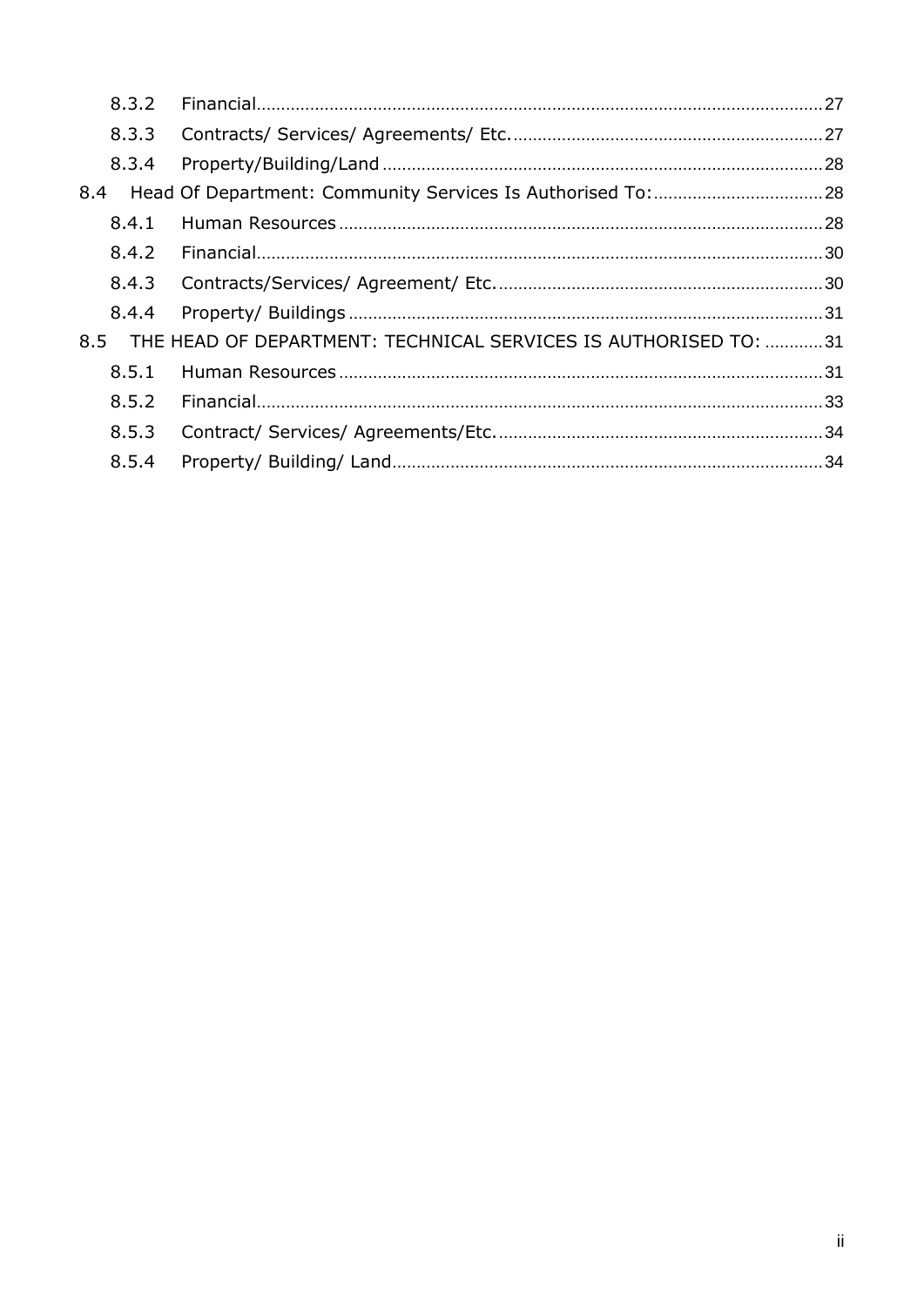8.3.2 Financial ........................................................................................................ 27

8.3.3 Contracts/ Services/ Agreements/ Etc. ................................................................. 27

8.3.4 Property/Building/Land .......................................................................................... 28

8.4 Head Of Department: Community Services Is Authorised To: ................................... 28

8.4.1 Human Resources .................................................................................................. 28

8.4.2 Financial ........................................................................................................ 30

8.4.3 Contracts/Services/ Agreement/ Etc. .................................................................... 30

8.4.4 Property/ Buildings ................................................................................................ 31

8.5 THE HEAD OF DEPARTMENT: TECHNICAL SERVICES IS AUTHORISED TO: ............ 31

8.5.1 Human Resources .................................................................................................. 31

8.5.2 Financial ........................................................................................................ 33

8.5.3 Contract/ Services/ Agreements/Etc. .................................................................... 34

8.5.4 Property/ Building/ Land ........................................................................................ 34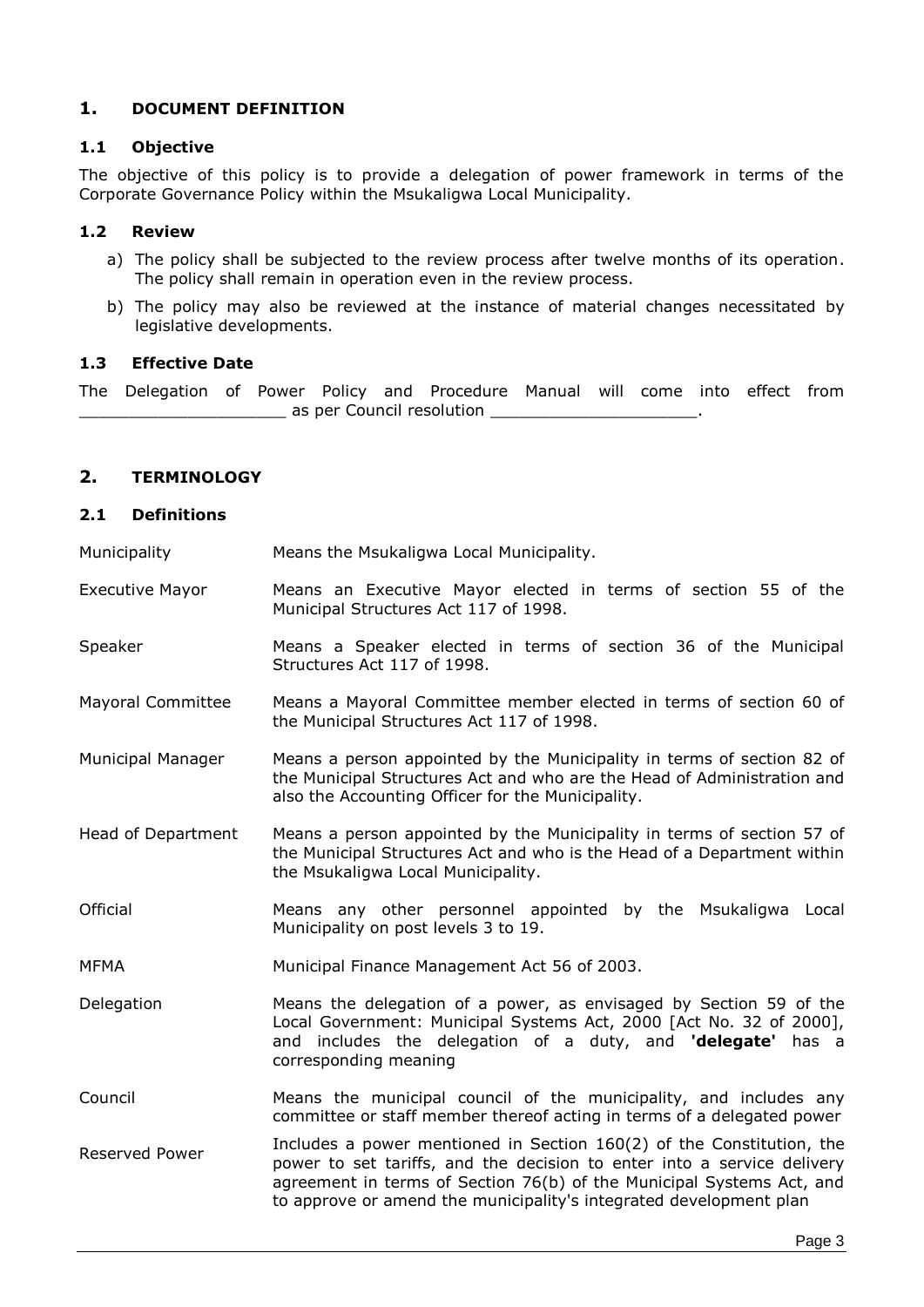## 1. DOCUMENT DEFINITION

### 1.1 Objective

The objective of this policy is to provide a delegation of power framework in terms of the Corporate Governance Policy within the Msukaligwa Local Municipality.

### 1.2 Review

a) The policy shall be subjected to the review process after twelve months of its operation. The policy shall remain in operation even in the review process.

b) The policy may also be reviewed at the instance of material changes necessitated by legislative developments.

### 1.3 Effective Date

The Delegation of Power Policy and Procedure Manual will come into effect from _____________________ as per Council resolution _____________________.

## 2. TERMINOLOGY

### 2.1 Definitions

| | |
|---|---|
| Municipality | Means the Msukaligwa Local Municipality. |
| Executive Mayor | Means an Executive Mayor elected in terms of section 55 of the Municipal Structures Act 117 of 1998. |
| Speaker | Means a Speaker elected in terms of section 36 of the Municipal Structures Act 117 of 1998. |
| Mayoral Committee | Means a Mayoral Committee member elected in terms of section 60 of the Municipal Structures Act 117 of 1998. |
| Municipal Manager | Means a person appointed by the Municipality in terms of section 82 of the Municipal Structures Act and who are the Head of Administration and also the Accounting Officer for the Municipality. |
| Head of Department | Means a person appointed by the Municipality in terms of section 57 of the Municipal Structures Act and who is the Head of a Department within the Msukaligwa Local Municipality. |
| Official | Means any other personnel appointed by the Msukaligwa Local Municipality on post levels 3 to 19. |
| MFMA | Municipal Finance Management Act 56 of 2003. |
| Delegation | Means the delegation of a power, as envisaged by Section 59 of the Local Government: Municipal Systems Act, 2000 [Act No. 32 of 2000], and includes the delegation of a duty, and **'delegate'** has a corresponding meaning |
| Council | Means the municipal council of the municipality, and includes any committee or staff member thereof acting in terms of a delegated power |
| Reserved Power | Includes a power mentioned in Section 160(2) of the Constitution, the power to set tariffs, and the decision to enter into a service delivery agreement in terms of Section 76(b) of the Municipal Systems Act, and to approve or amend the municipality's integrated development plan |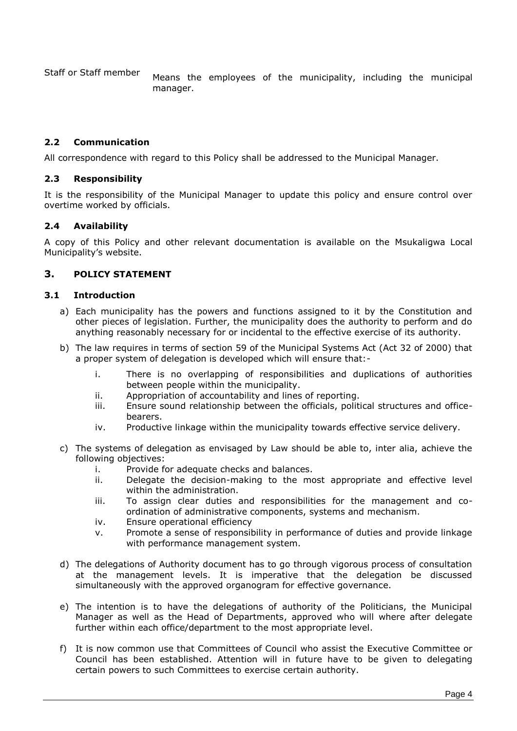| | |
|---|---|
| Staff or Staff member | Means the employees of the municipality, including the municipal manager. |

### 2.2 Communication

All correspondence with regard to this Policy shall be addressed to the Municipal Manager.

### 2.3 Responsibility

It is the responsibility of the Municipal Manager to update this policy and ensure control over overtime worked by officials.

### 2.4 Availability

A copy of this Policy and other relevant documentation is available on the Msukaligwa Local Municipality's website.

## 3. POLICY STATEMENT

### 3.1 Introduction

a) Each municipality has the powers and functions assigned to it by the Constitution and other pieces of legislation. Further, the municipality does the authority to perform and do anything reasonably necessary for or incidental to the effective exercise of its authority.

b) The law requires in terms of section 59 of the Municipal Systems Act (Act 32 of 2000) that a proper system of delegation is developed which will ensure that:-

   i. There is no overlapping of responsibilities and duplications of authorities between people within the municipality.
   ii. Appropriation of accountability and lines of reporting.
   iii. Ensure sound relationship between the officials, political structures and office-bearers.
   iv. Productive linkage within the municipality towards effective service delivery.

c) The systems of delegation as envisaged by Law should be able to, inter alia, achieve the following objectives:

   i. Provide for adequate checks and balances.
   ii. Delegate the decision-making to the most appropriate and effective level within the administration.
   iii. To assign clear duties and responsibilities for the management and co-ordination of administrative components, systems and mechanism.
   iv. Ensure operational efficiency
   v. Promote a sense of responsibility in performance of duties and provide linkage with performance management system.

d) The delegations of Authority document has to go through vigorous process of consultation at the management levels. It is imperative that the delegation be discussed simultaneously with the approved organogram for effective governance.

e) The intention is to have the delegations of authority of the Politicians, the Municipal Manager as well as the Head of Departments, approved who will where after delegate further within each office/department to the most appropriate level.

f) It is now common use that Committees of Council who assist the Executive Committee or Council has been established. Attention will in future have to be given to delegating certain powers to such Committees to exercise certain authority.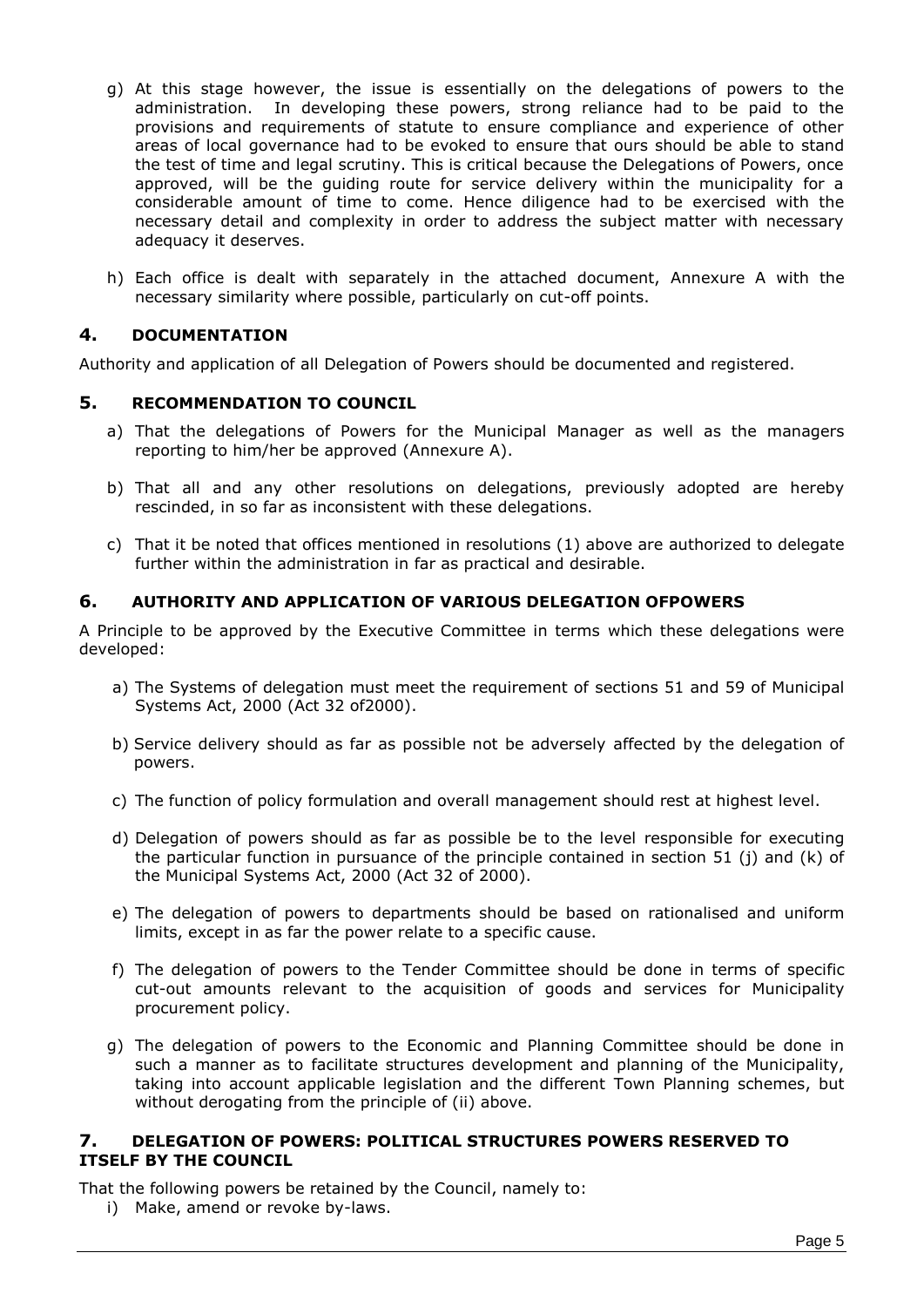g) At this stage however, the issue is essentially on the delegations of powers to the administration. In developing these powers, strong reliance had to be paid to the provisions and requirements of statute to ensure compliance and experience of other areas of local governance had to be evoked to ensure that ours should be able to stand the test of time and legal scrutiny. This is critical because the Delegations of Powers, once approved, will be the guiding route for service delivery within the municipality for a considerable amount of time to come. Hence diligence had to be exercised with the necessary detail and complexity in order to address the subject matter with necessary adequacy it deserves.

h) Each office is dealt with separately in the attached document, Annexure A with the necessary similarity where possible, particularly on cut-off points.

## 4. DOCUMENTATION

Authority and application of all Delegation of Powers should be documented and registered.

## 5. RECOMMENDATION TO COUNCIL

a) That the delegations of Powers for the Municipal Manager as well as the managers reporting to him/her be approved (Annexure A).

b) That all and any other resolutions on delegations, previously adopted are hereby rescinded, in so far as inconsistent with these delegations.

c) That it be noted that offices mentioned in resolutions (1) above are authorized to delegate further within the administration in far as practical and desirable.

## 6. AUTHORITY AND APPLICATION OF VARIOUS DELEGATION OFPOWERS

A Principle to be approved by the Executive Committee in terms which these delegations were developed:

a) The Systems of delegation must meet the requirement of sections 51 and 59 of Municipal Systems Act, 2000 (Act 32 of2000).

b) Service delivery should as far as possible not be adversely affected by the delegation of powers.

c) The function of policy formulation and overall management should rest at highest level.

d) Delegation of powers should as far as possible be to the level responsible for executing the particular function in pursuance of the principle contained in section 51 (j) and (k) of the Municipal Systems Act, 2000 (Act 32 of 2000).

e) The delegation of powers to departments should be based on rationalised and uniform limits, except in as far the power relate to a specific cause.

f) The delegation of powers to the Tender Committee should be done in terms of specific cut-out amounts relevant to the acquisition of goods and services for Municipality procurement policy.

g) The delegation of powers to the Economic and Planning Committee should be done in such a manner as to facilitate structures development and planning of the Municipality, taking into account applicable legislation and the different Town Planning schemes, but without derogating from the principle of (ii) above.

## 7. DELEGATION OF POWERS: POLITICAL STRUCTURES POWERS RESERVED TO ITSELF BY THE COUNCIL

That the following powers be retained by the Council, namely to:

i) Make, amend or revoke by-laws.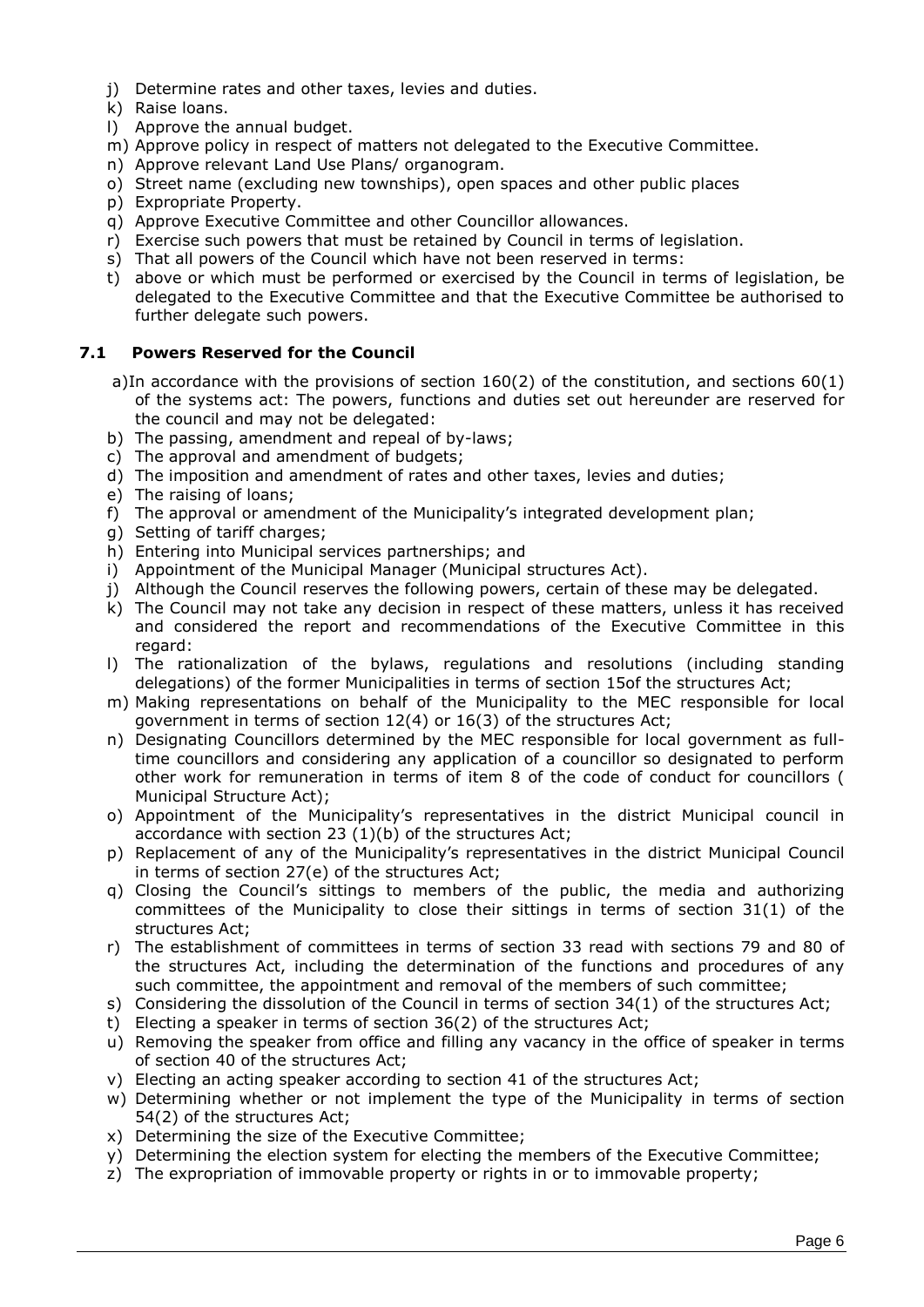j) Determine rates and other taxes, levies and duties.
k) Raise loans.
l) Approve the annual budget.
m) Approve policy in respect of matters not delegated to the Executive Committee.
n) Approve relevant Land Use Plans/ organogram.
o) Street name (excluding new townships), open spaces and other public places
p) Expropriate Property.
q) Approve Executive Committee and other Councillor allowances.
r) Exercise such powers that must be retained by Council in terms of legislation.
s) That all powers of the Council which have not been reserved in terms:
t) above or which must be performed or exercised by the Council in terms of legislation, be delegated to the Executive Committee and that the Executive Committee be authorised to further delegate such powers.

### 7.1 Powers Reserved for the Council

a) In accordance with the provisions of section 160(2) of the constitution, and sections 60(1) of the systems act: The powers, functions and duties set out hereunder are reserved for the council and may not be delegated:
b) The passing, amendment and repeal of by-laws;
c) The approval and amendment of budgets;
d) The imposition and amendment of rates and other taxes, levies and duties;
e) The raising of loans;
f) The approval or amendment of the Municipality's integrated development plan;
g) Setting of tariff charges;
h) Entering into Municipal services partnerships; and
i) Appointment of the Municipal Manager (Municipal structures Act).
j) Although the Council reserves the following powers, certain of these may be delegated.
k) The Council may not take any decision in respect of these matters, unless it has received and considered the report and recommendations of the Executive Committee in this regard:
l) The rationalization of the bylaws, regulations and resolutions (including standing delegations) of the former Municipalities in terms of section 15of the structures Act;
m) Making representations on behalf of the Municipality to the MEC responsible for local government in terms of section 12(4) or 16(3) of the structures Act;
n) Designating Councillors determined by the MEC responsible for local government as full-time councillors and considering any application of a councillor so designated to perform other work for remuneration in terms of item 8 of the code of conduct for councillors ( Municipal Structure Act);
o) Appointment of the Municipality's representatives in the district Municipal council in accordance with section 23 (1)(b) of the structures Act;
p) Replacement of any of the Municipality's representatives in the district Municipal Council in terms of section 27(e) of the structures Act;
q) Closing the Council's sittings to members of the public, the media and authorizing committees of the Municipality to close their sittings in terms of section 31(1) of the structures Act;
r) The establishment of committees in terms of section 33 read with sections 79 and 80 of the structures Act, including the determination of the functions and procedures of any such committee, the appointment and removal of the members of such committee;
s) Considering the dissolution of the Council in terms of section 34(1) of the structures Act;
t) Electing a speaker in terms of section 36(2) of the structures Act;
u) Removing the speaker from office and filling any vacancy in the office of speaker in terms of section 40 of the structures Act;
v) Electing an acting speaker according to section 41 of the structures Act;
w) Determining whether or not implement the type of the Municipality in terms of section 54(2) of the structures Act;
x) Determining the size of the Executive Committee;
y) Determining the election system for electing the members of the Executive Committee;
z) The expropriation of immovable property or rights in or to immovable property;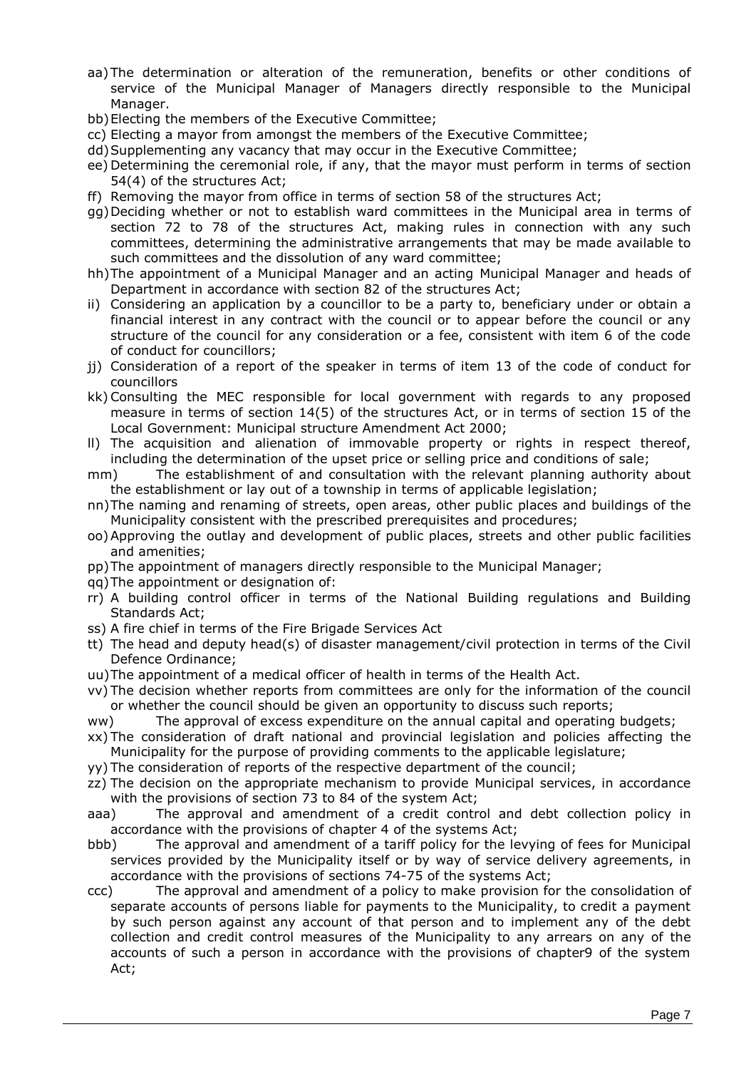aa) The determination or alteration of the remuneration, benefits or other conditions of service of the Municipal Manager of Managers directly responsible to the Municipal Manager.

bb) Electing the members of the Executive Committee;

cc) Electing a mayor from amongst the members of the Executive Committee;

dd) Supplementing any vacancy that may occur in the Executive Committee;

ee) Determining the ceremonial role, if any, that the mayor must perform in terms of section 54(4) of the structures Act;

ff) Removing the mayor from office in terms of section 58 of the structures Act;

gg) Deciding whether or not to establish ward committees in the Municipal area in terms of section 72 to 78 of the structures Act, making rules in connection with any such committees, determining the administrative arrangements that may be made available to such committees and the dissolution of any ward committee;

hh) The appointment of a Municipal Manager and an acting Municipal Manager and heads of Department in accordance with section 82 of the structures Act;

ii) Considering an application by a councillor to be a party to, beneficiary under or obtain a financial interest in any contract with the council or to appear before the council or any structure of the council for any consideration or a fee, consistent with item 6 of the code of conduct for councillors;

jj) Consideration of a report of the speaker in terms of item 13 of the code of conduct for councillors

kk) Consulting the MEC responsible for local government with regards to any proposed measure in terms of section 14(5) of the structures Act, or in terms of section 15 of the Local Government: Municipal structure Amendment Act 2000;

ll) The acquisition and alienation of immovable property or rights in respect thereof, including the determination of the upset price or selling price and conditions of sale;

mm) The establishment of and consultation with the relevant planning authority about the establishment or lay out of a township in terms of applicable legislation;

nn) The naming and renaming of streets, open areas, other public places and buildings of the Municipality consistent with the prescribed prerequisites and procedures;

oo) Approving the outlay and development of public places, streets and other public facilities and amenities;

pp) The appointment of managers directly responsible to the Municipal Manager;

qq) The appointment or designation of:

rr) A building control officer in terms of the National Building regulations and Building Standards Act;

ss) A fire chief in terms of the Fire Brigade Services Act

tt) The head and deputy head(s) of disaster management/civil protection in terms of the Civil Defence Ordinance;

uu) The appointment of a medical officer of health in terms of the Health Act.

vv) The decision whether reports from committees are only for the information of the council or whether the council should be given an opportunity to discuss such reports;

ww) The approval of excess expenditure on the annual capital and operating budgets;

xx) The consideration of draft national and provincial legislation and policies affecting the Municipality for the purpose of providing comments to the applicable legislature;

yy) The consideration of reports of the respective department of the council;

zz) The decision on the appropriate mechanism to provide Municipal services, in accordance with the provisions of section 73 to 84 of the system Act;

aaa) The approval and amendment of a credit control and debt collection policy in accordance with the provisions of chapter 4 of the systems Act;

bbb) The approval and amendment of a tariff policy for the levying of fees for Municipal services provided by the Municipality itself or by way of service delivery agreements, in accordance with the provisions of sections 74-75 of the systems Act;

ccc) The approval and amendment of a policy to make provision for the consolidation of separate accounts of persons liable for payments to the Municipality, to credit a payment by such person against any account of that person and to implement any of the debt collection and credit control measures of the Municipality to any arrears on any of the accounts of such a person in accordance with the provisions of chapter9 of the system Act;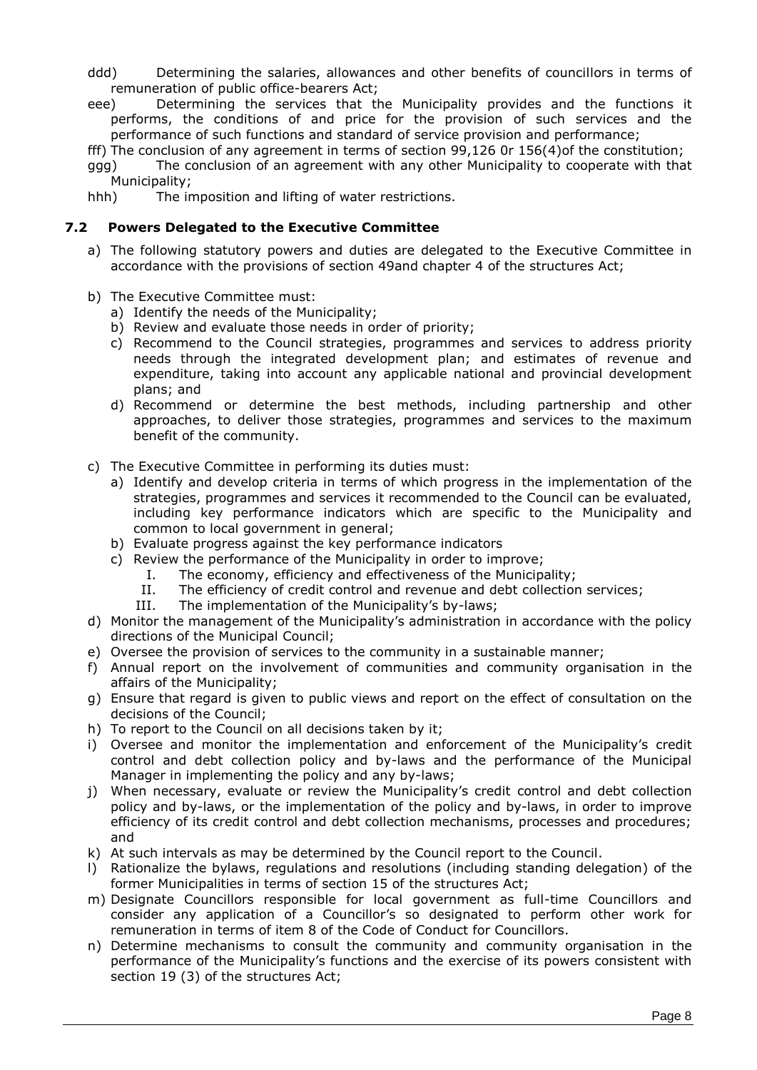ddd) Determining the salaries, allowances and other benefits of councillors in terms of remuneration of public office-bearers Act;

eee) Determining the services that the Municipality provides and the functions it performs, the conditions of and price for the provision of such services and the performance of such functions and standard of service provision and performance;

fff) The conclusion of any agreement in terms of section 99,126 0r 156(4)of the constitution;

ggg) The conclusion of an agreement with any other Municipality to cooperate with that Municipality;

hhh) The imposition and lifting of water restrictions.

### 7.2 Powers Delegated to the Executive Committee

a) The following statutory powers and duties are delegated to the Executive Committee in accordance with the provisions of section 49and chapter 4 of the structures Act;

b) The Executive Committee must:
   a) Identify the needs of the Municipality;
   b) Review and evaluate those needs in order of priority;
   c) Recommend to the Council strategies, programmes and services to address priority needs through the integrated development plan; and estimates of revenue and expenditure, taking into account any applicable national and provincial development plans; and
   d) Recommend or determine the best methods, including partnership and other approaches, to deliver those strategies, programmes and services to the maximum benefit of the community.

c) The Executive Committee in performing its duties must:
   a) Identify and develop criteria in terms of which progress in the implementation of the strategies, programmes and services it recommended to the Council can be evaluated, including key performance indicators which are specific to the Municipality and common to local government in general;
   b) Evaluate progress against the key performance indicators
   c) Review the performance of the Municipality in order to improve;
      I. The economy, efficiency and effectiveness of the Municipality;
      II. The efficiency of credit control and revenue and debt collection services;
      III. The implementation of the Municipality's by-laws;

d) Monitor the management of the Municipality's administration in accordance with the policy directions of the Municipal Council;

e) Oversee the provision of services to the community in a sustainable manner;

f) Annual report on the involvement of communities and community organisation in the affairs of the Municipality;

g) Ensure that regard is given to public views and report on the effect of consultation on the decisions of the Council;

h) To report to the Council on all decisions taken by it;

i) Oversee and monitor the implementation and enforcement of the Municipality's credit control and debt collection policy and by-laws and the performance of the Municipal Manager in implementing the policy and any by-laws;

j) When necessary, evaluate or review the Municipality's credit control and debt collection policy and by-laws, or the implementation of the policy and by-laws, in order to improve efficiency of its credit control and debt collection mechanisms, processes and procedures; and

k) At such intervals as may be determined by the Council report to the Council.

l) Rationalize the bylaws, regulations and resolutions (including standing delegation) of the former Municipalities in terms of section 15 of the structures Act;

m) Designate Councillors responsible for local government as full-time Councillors and consider any application of a Councillor's so designated to perform other work for remuneration in terms of item 8 of the Code of Conduct for Councillors.

n) Determine mechanisms to consult the community and community organisation in the performance of the Municipality's functions and the exercise of its powers consistent with section 19 (3) of the structures Act;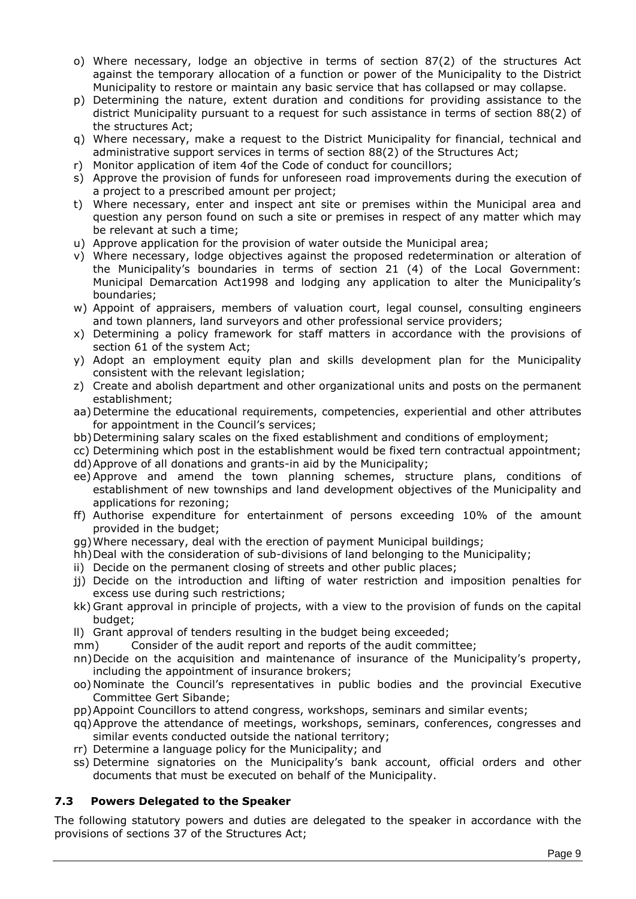o) Where necessary, lodge an objective in terms of section 87(2) of the structures Act against the temporary allocation of a function or power of the Municipality to the District Municipality to restore or maintain any basic service that has collapsed or may collapse.
p) Determining the nature, extent duration and conditions for providing assistance to the district Municipality pursuant to a request for such assistance in terms of section 88(2) of the structures Act;
q) Where necessary, make a request to the District Municipality for financial, technical and administrative support services in terms of section 88(2) of the Structures Act;
r) Monitor application of item 4of the Code of conduct for councillors;
s) Approve the provision of funds for unforeseen road improvements during the execution of a project to a prescribed amount per project;
t) Where necessary, enter and inspect ant site or premises within the Municipal area and question any person found on such a site or premises in respect of any matter which may be relevant at such a time;
u) Approve application for the provision of water outside the Municipal area;
v) Where necessary, lodge objectives against the proposed redetermination or alteration of the Municipality's boundaries in terms of section 21 (4) of the Local Government: Municipal Demarcation Act1998 and lodging any application to alter the Municipality's boundaries;
w) Appoint of appraisers, members of valuation court, legal counsel, consulting engineers and town planners, land surveyors and other professional service providers;
x) Determining a policy framework for staff matters in accordance with the provisions of section 61 of the system Act;
y) Adopt an employment equity plan and skills development plan for the Municipality consistent with the relevant legislation;
z) Create and abolish department and other organizational units and posts on the permanent establishment;
aa) Determine the educational requirements, competencies, experiential and other attributes for appointment in the Council's services;
bb) Determining salary scales on the fixed establishment and conditions of employment;
cc) Determining which post in the establishment would be fixed tern contractual appointment;
dd) Approve of all donations and grants-in aid by the Municipality;
ee) Approve and amend the town planning schemes, structure plans, conditions of establishment of new townships and land development objectives of the Municipality and applications for rezoning;
ff) Authorise expenditure for entertainment of persons exceeding 10% of the amount provided in the budget;
gg) Where necessary, deal with the erection of payment Municipal buildings;
hh) Deal with the consideration of sub-divisions of land belonging to the Municipality;
ii) Decide on the permanent closing of streets and other public places;
jj) Decide on the introduction and lifting of water restriction and imposition penalties for excess use during such restrictions;
kk) Grant approval in principle of projects, with a view to the provision of funds on the capital budget;
ll) Grant approval of tenders resulting in the budget being exceeded;
mm) Consider of the audit report and reports of the audit committee;
nn) Decide on the acquisition and maintenance of insurance of the Municipality's property, including the appointment of insurance brokers;
oo) Nominate the Council's representatives in public bodies and the provincial Executive Committee Gert Sibande;
pp) Appoint Councillors to attend congress, workshops, seminars and similar events;
qq) Approve the attendance of meetings, workshops, seminars, conferences, congresses and similar events conducted outside the national territory;
rr) Determine a language policy for the Municipality; and
ss) Determine signatories on the Municipality's bank account, official orders and other documents that must be executed on behalf of the Municipality.

### 7.3 Powers Delegated to the Speaker

The following statutory powers and duties are delegated to the speaker in accordance with the provisions of sections 37 of the Structures Act;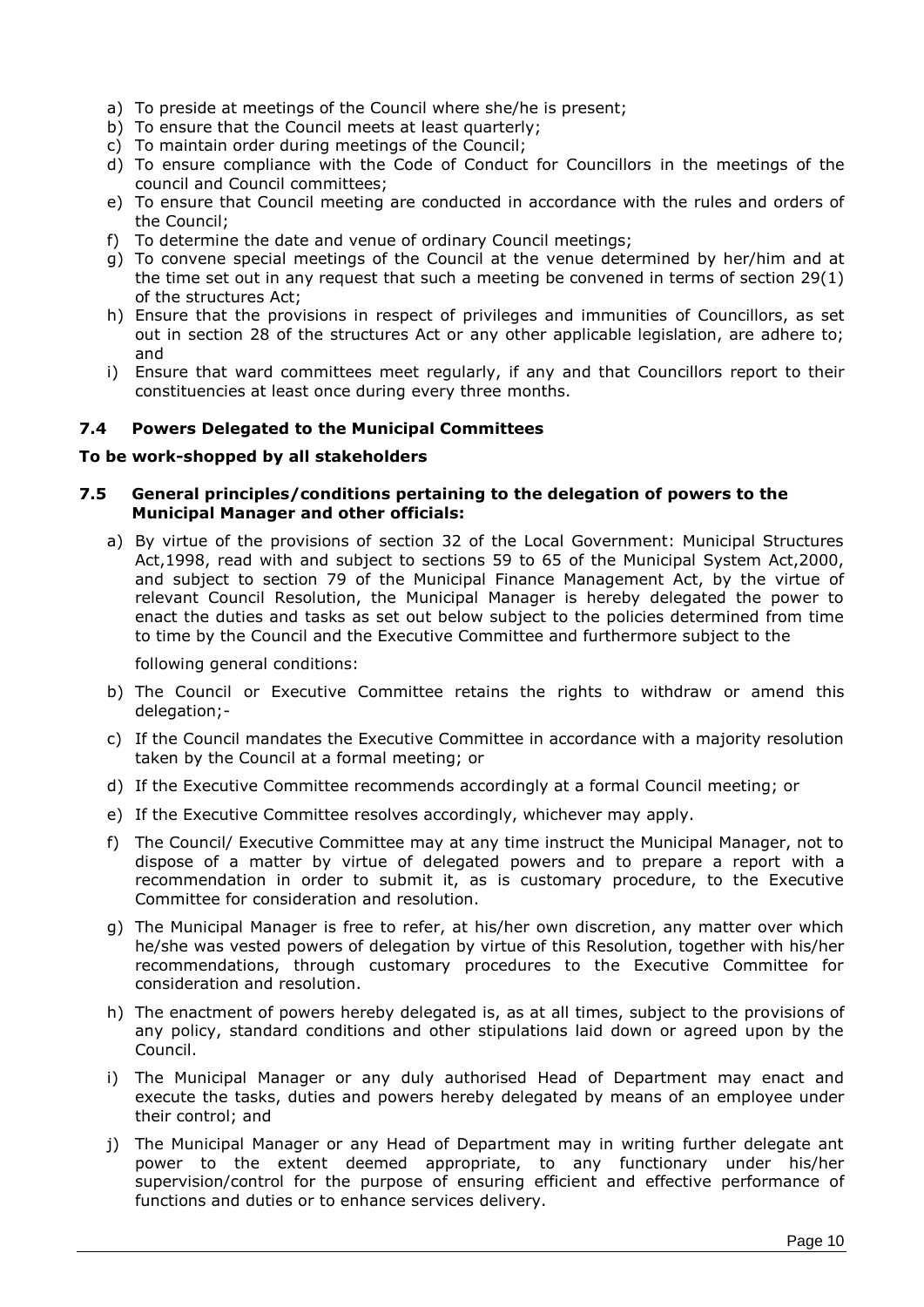a) To preside at meetings of the Council where she/he is present;
b) To ensure that the Council meets at least quarterly;
c) To maintain order during meetings of the Council;
d) To ensure compliance with the Code of Conduct for Councillors in the meetings of the council and Council committees;
e) To ensure that Council meeting are conducted in accordance with the rules and orders of the Council;
f) To determine the date and venue of ordinary Council meetings;
g) To convene special meetings of the Council at the venue determined by her/him and at the time set out in any request that such a meeting be convened in terms of section 29(1) of the structures Act;
h) Ensure that the provisions in respect of privileges and immunities of Councillors, as set out in section 28 of the structures Act or any other applicable legislation, are adhere to; and
i) Ensure that ward committees meet regularly, if any and that Councillors report to their constituencies at least once during every three months.

### 7.4 Powers Delegated to the Municipal Committees

**To be work-shopped by all stakeholders**

### 7.5 General principles/conditions pertaining to the delegation of powers to the Municipal Manager and other officials:

a) By virtue of the provisions of section 32 of the Local Government: Municipal Structures Act,1998, read with and subject to sections 59 to 65 of the Municipal System Act,2000, and subject to section 79 of the Municipal Finance Management Act, by the virtue of relevant Council Resolution, the Municipal Manager is hereby delegated the power to enact the duties and tasks as set out below subject to the policies determined from time to time by the Council and the Executive Committee and furthermore subject to the

   following general conditions:

b) The Council or Executive Committee retains the rights to withdraw or amend this delegation;-

c) If the Council mandates the Executive Committee in accordance with a majority resolution taken by the Council at a formal meeting; or

d) If the Executive Committee recommends accordingly at a formal Council meeting; or

e) If the Executive Committee resolves accordingly, whichever may apply.

f) The Council/ Executive Committee may at any time instruct the Municipal Manager, not to dispose of a matter by virtue of delegated powers and to prepare a report with a recommendation in order to submit it, as is customary procedure, to the Executive Committee for consideration and resolution.

g) The Municipal Manager is free to refer, at his/her own discretion, any matter over which he/she was vested powers of delegation by virtue of this Resolution, together with his/her recommendations, through customary procedures to the Executive Committee for consideration and resolution.

h) The enactment of powers hereby delegated is, as at all times, subject to the provisions of any policy, standard conditions and other stipulations laid down or agreed upon by the Council.

i) The Municipal Manager or any duly authorised Head of Department may enact and execute the tasks, duties and powers hereby delegated by means of an employee under their control; and

j) The Municipal Manager or any Head of Department may in writing further delegate ant power to the extent deemed appropriate, to any functionary under his/her supervision/control for the purpose of ensuring efficient and effective performance of functions and duties or to enhance services delivery.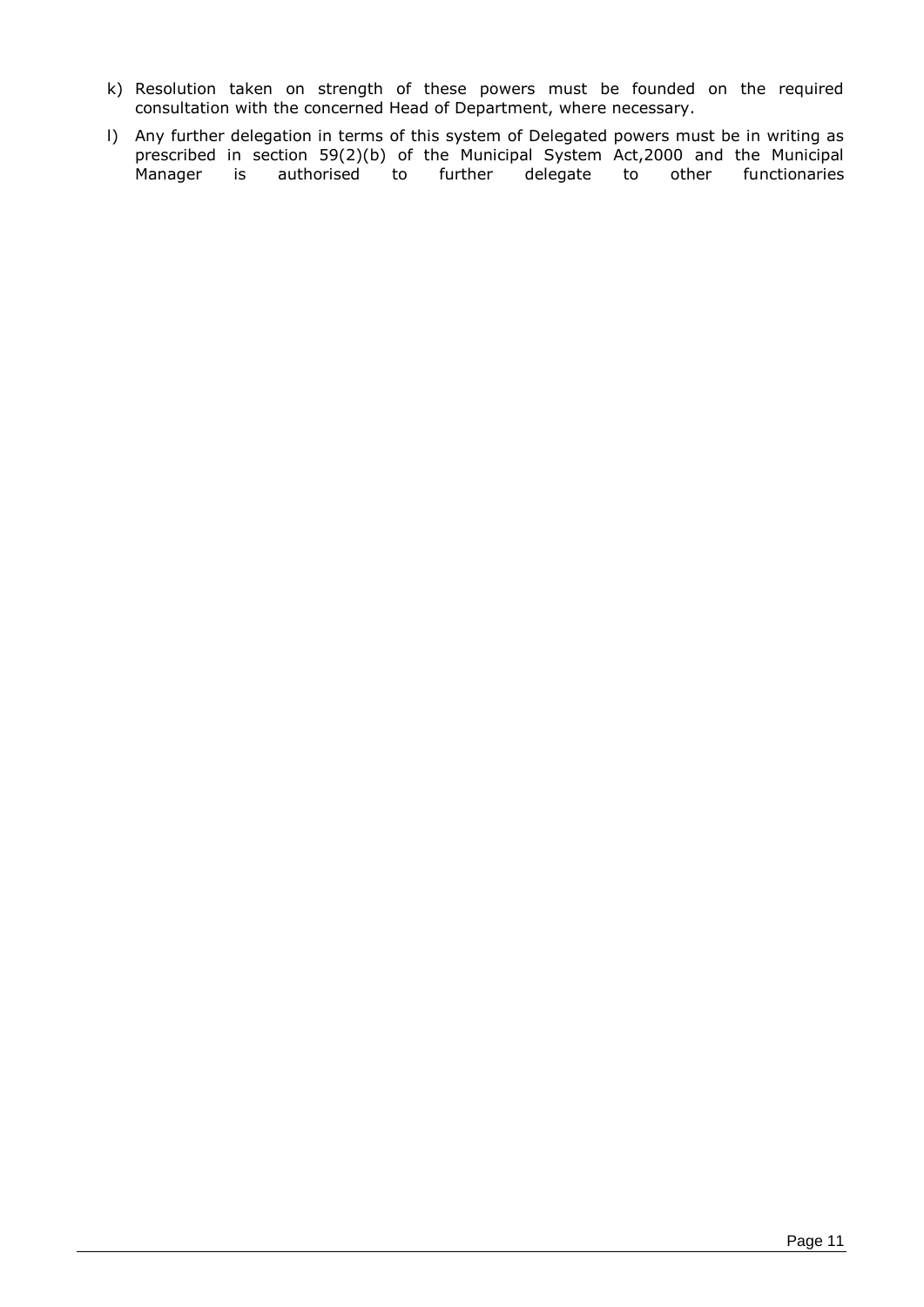k) Resolution taken on strength of these powers must be founded on the required consultation with the concerned Head of Department, where necessary.

l) Any further delegation in terms of this system of Delegated powers must be in writing as prescribed in section 59(2)(b) of the Municipal System Act,2000 and the Municipal Manager is authorised to further delegate to other functionaries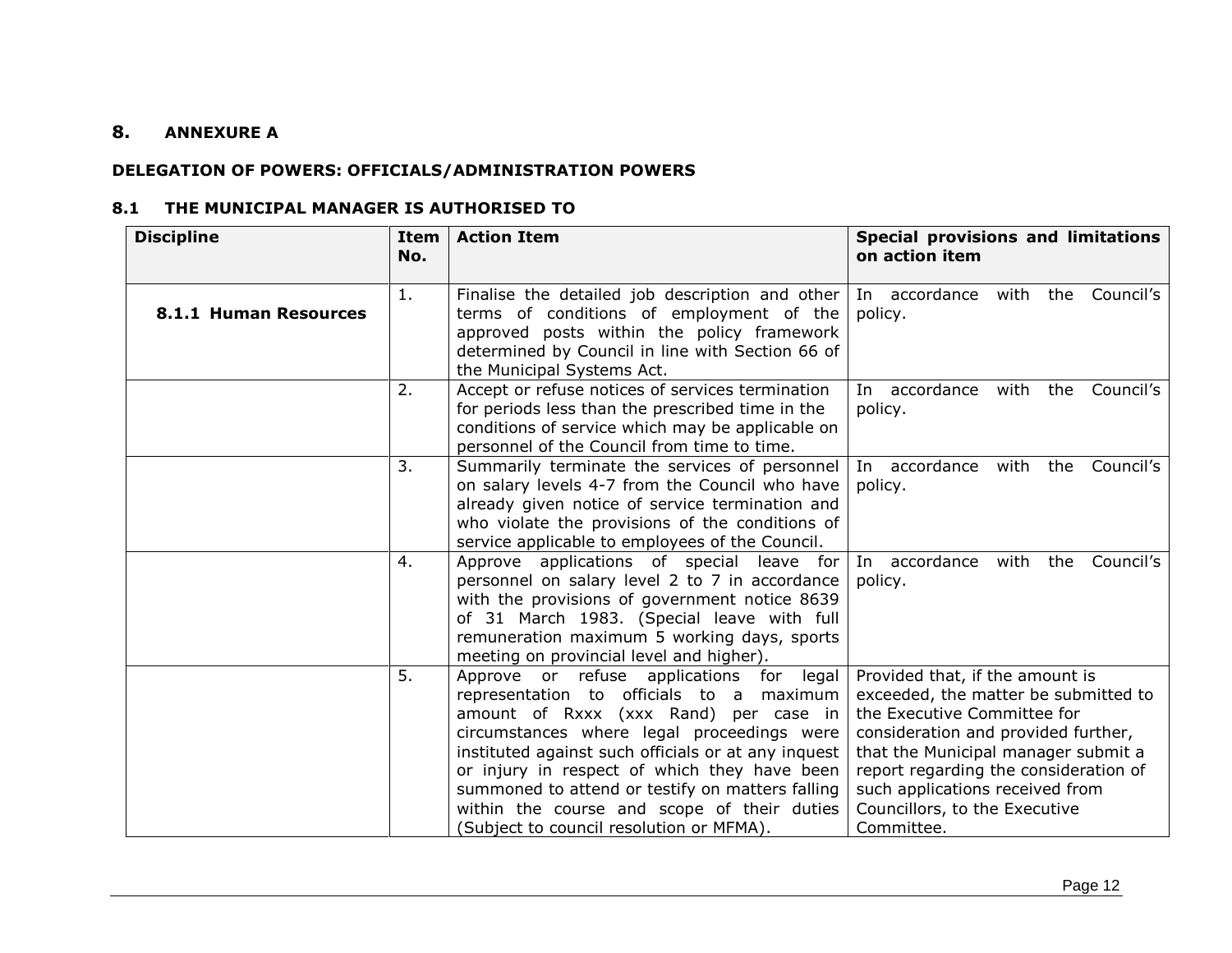## 8. ANNEXURE A

### DELEGATION OF POWERS: OFFICIALS/ADMINISTRATION POWERS

### 8.1 THE MUNICIPAL MANAGER IS AUTHORISED TO

| Discipline | Item No. | Action Item | Special provisions and limitations on action item |
|---|---|---|---|
| **8.1.1 Human Resources** | 1. | Finalise the detailed job description and other terms of conditions of employment of the approved posts within the policy framework determined by Council in line with Section 66 of the Municipal Systems Act. | In accordance with the Council's policy. |
| | 2. | Accept or refuse notices of services termination for periods less than the prescribed time in the conditions of service which may be applicable on personnel of the Council from time to time. | In accordance with the Council's policy. |
| | 3. | Summarily terminate the services of personnel on salary levels 4-7 from the Council who have already given notice of service termination and who violate the provisions of the conditions of service applicable to employees of the Council. | In accordance with the Council's policy. |
| | 4. | Approve applications of special leave for personnel on salary level 2 to 7 in accordance with the provisions of government notice 8639 of 31 March 1983. (Special leave with full remuneration maximum 5 working days, sports meeting on provincial level and higher). | In accordance with the Council's policy. |
| | 5. | Approve or refuse applications for legal representation to officials to a maximum amount of Rxxx (xxx Rand) per case in circumstances where legal proceedings were instituted against such officials or at any inquest or injury in respect of which they have been summoned to attend or testify on matters falling within the course and scope of their duties (Subject to council resolution or MFMA). | Provided that, if the amount is exceeded, the matter be submitted to the Executive Committee for consideration and provided further, that the Municipal manager submit a report regarding the consideration of such applications received from Councillors, to the Executive Committee. |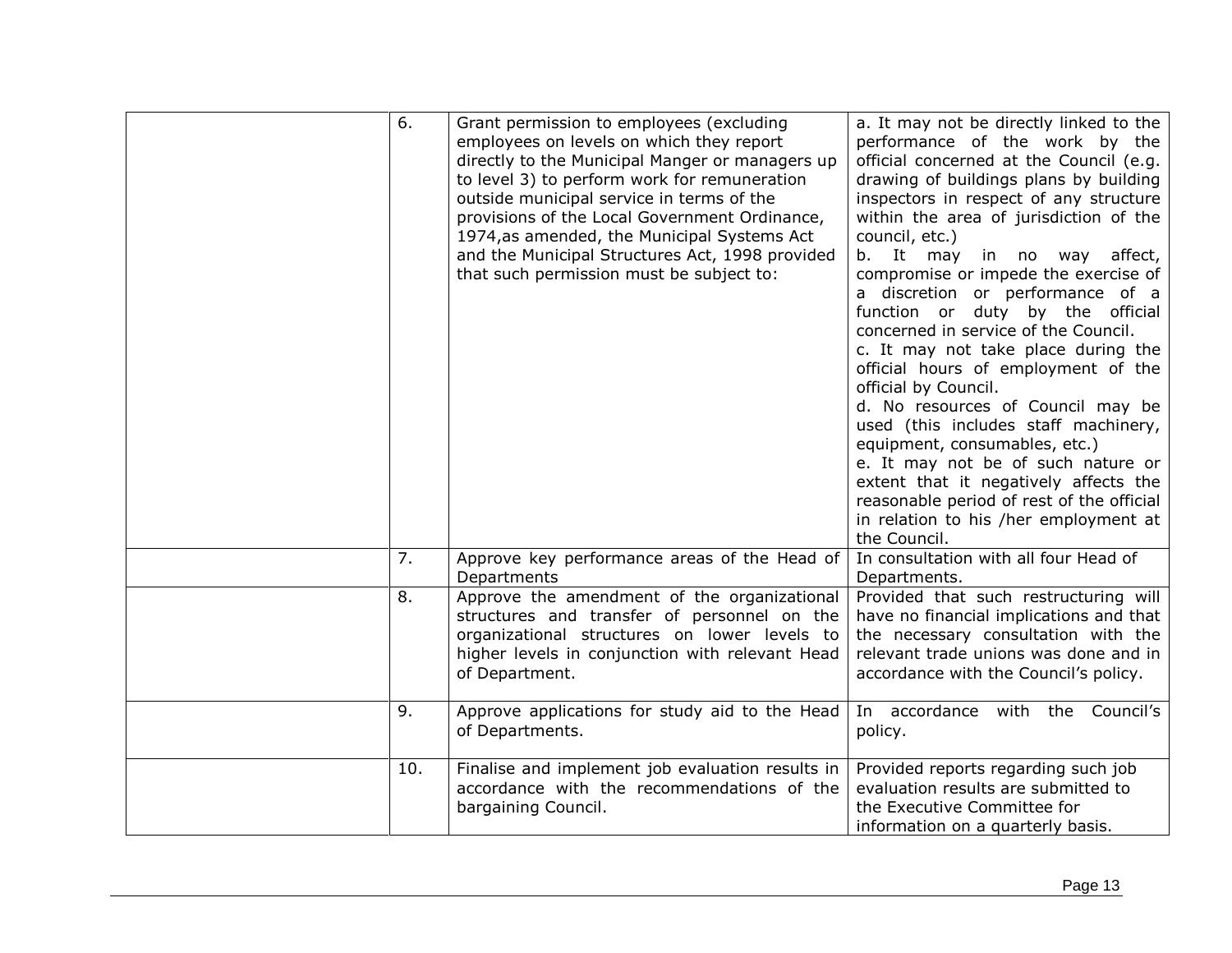| | | | |
|---|---|---|---|
| | 6. | Grant permission to employees (excluding employees on levels on which they report directly to the Municipal Manger or managers up to level 3) to perform work for remuneration outside municipal service in terms of the provisions of the Local Government Ordinance, 1974,as amended, the Municipal Systems Act and the Municipal Structures Act, 1998 provided that such permission must be subject to: | a. It may not be directly linked to the performance of the work by the official concerned at the Council (e.g. drawing of buildings plans by building inspectors in respect of any structure within the area of jurisdiction of the council, etc.)<br>b. It may in no way affect, compromise or impede the exercise of a discretion or performance of a function or duty by the official concerned in service of the Council.<br>c. It may not take place during the official hours of employment of the official by Council.<br>d. No resources of Council may be used (this includes staff machinery, equipment, consumables, etc.)<br>e. It may not be of such nature or extent that it negatively affects the reasonable period of rest of the official in relation to his /her employment at the Council. |
| | 7. | Approve key performance areas of the Head of Departments | In consultation with all four Head of Departments. |
| | 8. | Approve the amendment of the organizational structures and transfer of personnel on the organizational structures on lower levels to higher levels in conjunction with relevant Head of Department. | Provided that such restructuring will have no financial implications and that the necessary consultation with the relevant trade unions was done and in accordance with the Council's policy. |
| | 9. | Approve applications for study aid to the Head of Departments. | In accordance with the Council's policy. |
| | 10. | Finalise and implement job evaluation results in accordance with the recommendations of the bargaining Council. | Provided reports regarding such job evaluation results are submitted to the Executive Committee for information on a quarterly basis. |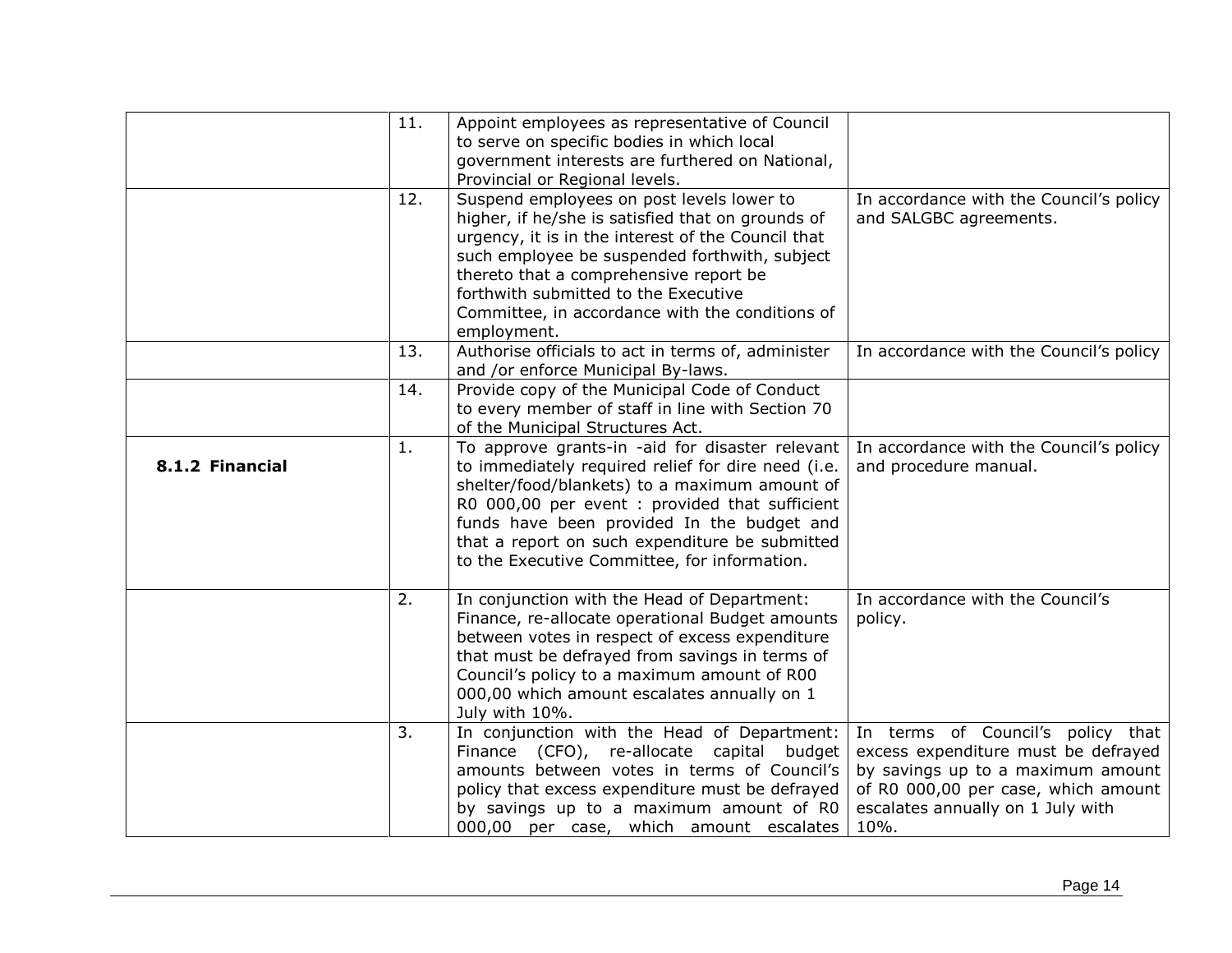| | | | |
|---|---|---|---|
| | 11. | Appoint employees as representative of Council to serve on specific bodies in which local government interests are furthered on National, Provincial or Regional levels. | |
| | 12. | Suspend employees on post levels lower to higher, if he/she is satisfied that on grounds of urgency, it is in the interest of the Council that such employee be suspended forthwith, subject thereto that a comprehensive report be forthwith submitted to the Executive Committee, in accordance with the conditions of employment. | In accordance with the Council's policy and SALGBC agreements. |
| | 13. | Authorise officials to act in terms of, administer and /or enforce Municipal By-laws. | In accordance with the Council's policy |
| | 14. | Provide copy of the Municipal Code of Conduct to every member of staff in line with Section 70 of the Municipal Structures Act. | |
| **8.1.2 Financial** | 1. | To approve grants-in -aid for disaster relevant to immediately required relief for dire need (i.e. shelter/food/blankets) to a maximum amount of R0 000,00 per event : provided that sufficient funds have been provided In the budget and that a report on such expenditure be submitted to the Executive Committee, for information. | In accordance with the Council's policy and procedure manual. |
| | 2. | In conjunction with the Head of Department: Finance, re-allocate operational Budget amounts between votes in respect of excess expenditure that must be defrayed from savings in terms of Council's policy to a maximum amount of R00 000,00 which amount escalates annually on 1 July with 10%. | In accordance with the Council's policy. |
| | 3. | In conjunction with the Head of Department: Finance (CFO), re-allocate capital budget amounts between votes in terms of Council's policy that excess expenditure must be defrayed by savings up to a maximum amount of R0 000,00 per case, which amount escalates | In terms of Council's policy that excess expenditure must be defrayed by savings up to a maximum amount of R0 000,00 per case, which amount escalates annually on 1 July with 10%. |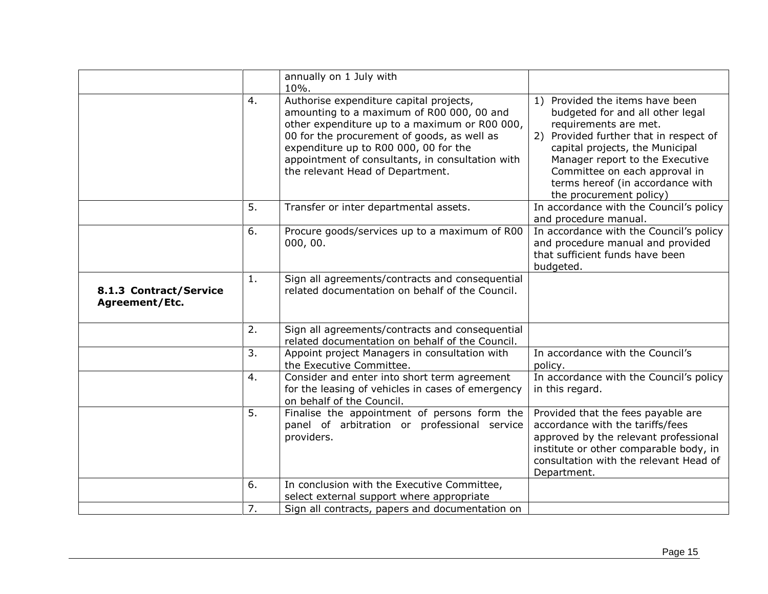| | | | |
|---|---|---|---|
| | | annually on 1 July with 10%. | |
| | 4. | Authorise expenditure capital projects, amounting to a maximum of R00 000, 00 and other expenditure up to a maximum or R00 000, 00 for the procurement of goods, as well as expenditure up to R00 000, 00 for the appointment of consultants, in consultation with the relevant Head of Department. | 1) Provided the items have been budgeted for and all other legal requirements are met.<br>2) Provided further that in respect of capital projects, the Municipal Manager report to the Executive Committee on each approval in terms hereof (in accordance with the procurement policy) |
| | 5. | Transfer or inter departmental assets. | In accordance with the Council's policy and procedure manual. |
| | 6. | Procure goods/services up to a maximum of R00 000, 00. | In accordance with the Council's policy and procedure manual and provided that sufficient funds have been budgeted. |
| **8.1.3 Contract/Service Agreement/Etc.** | 1. | Sign all agreements/contracts and consequential related documentation on behalf of the Council. | |
| | 2. | Sign all agreements/contracts and consequential related documentation on behalf of the Council. | |
| | 3. | Appoint project Managers in consultation with the Executive Committee. | In accordance with the Council's policy. |
| | 4. | Consider and enter into short term agreement for the leasing of vehicles in cases of emergency on behalf of the Council. | In accordance with the Council's policy in this regard. |
| | 5. | Finalise the appointment of persons form the panel of arbitration or professional service providers. | Provided that the fees payable are accordance with the tariffs/fees approved by the relevant professional institute or other comparable body, in consultation with the relevant Head of Department. |
| | 6. | In conclusion with the Executive Committee, select external support where appropriate | |
| | 7. | Sign all contracts, papers and documentation on | |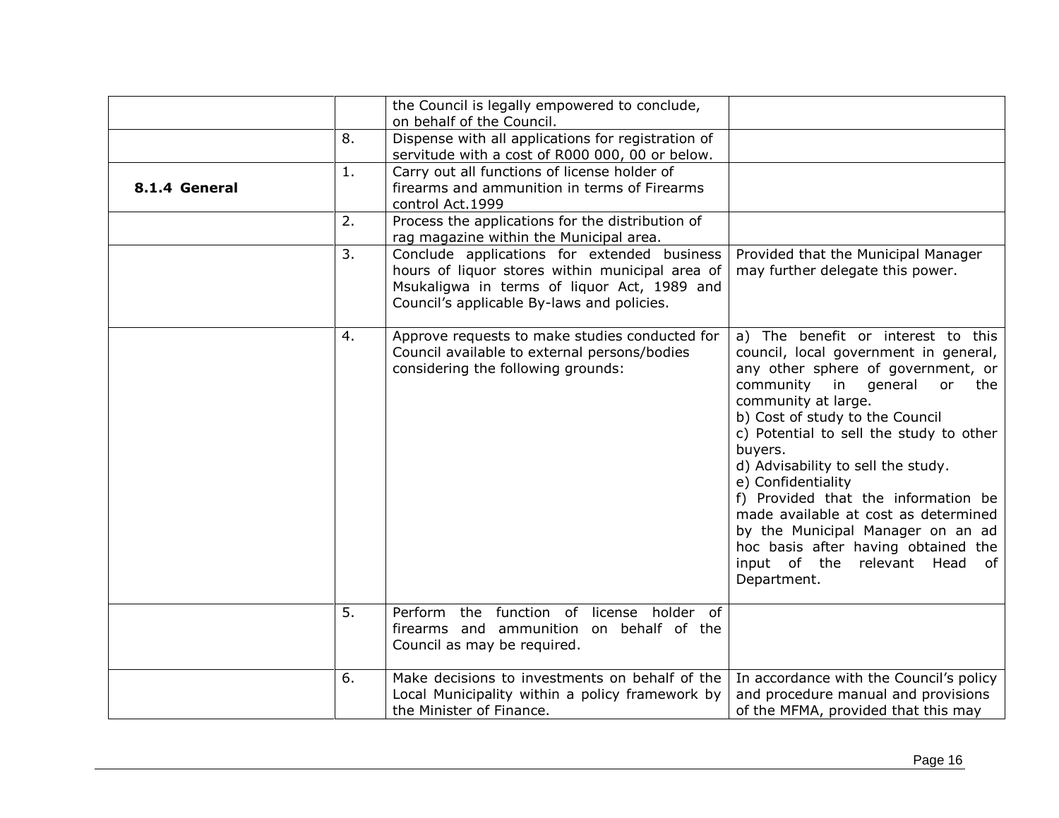| | | | |
|---|---|---|---|
| | | the Council is legally empowered to conclude, on behalf of the Council. | |
| | 8. | Dispense with all applications for registration of servitude with a cost of R000 000, 00 or below. | |
| **8.1.4 General** | 1. | Carry out all functions of license holder of firearms and ammunition in terms of Firearms control Act.1999 | |
| | 2. | Process the applications for the distribution of rag magazine within the Municipal area. | |
| | 3. | Conclude applications for extended business hours of liquor stores within municipal area of Msukaligwa in terms of liquor Act, 1989 and Council's applicable By-laws and policies. | Provided that the Municipal Manager may further delegate this power. |
| | 4. | Approve requests to make studies conducted for Council available to external persons/bodies considering the following grounds: | a) The benefit or interest to this council, local government in general, any other sphere of government, or community in general or the community at large.<br>b) Cost of study to the Council<br>c) Potential to sell the study to other buyers.<br>d) Advisability to sell the study.<br>e) Confidentiality<br>f) Provided that the information be made available at cost as determined by the Municipal Manager on an ad hoc basis after having obtained the input of the relevant Head of Department. |
| | 5. | Perform the function of license holder of firearms and ammunition on behalf of the Council as may be required. | |
| | 6. | Make decisions to investments on behalf of the Local Municipality within a policy framework by the Minister of Finance. | In accordance with the Council's policy and procedure manual and provisions of the MFMA, provided that this may |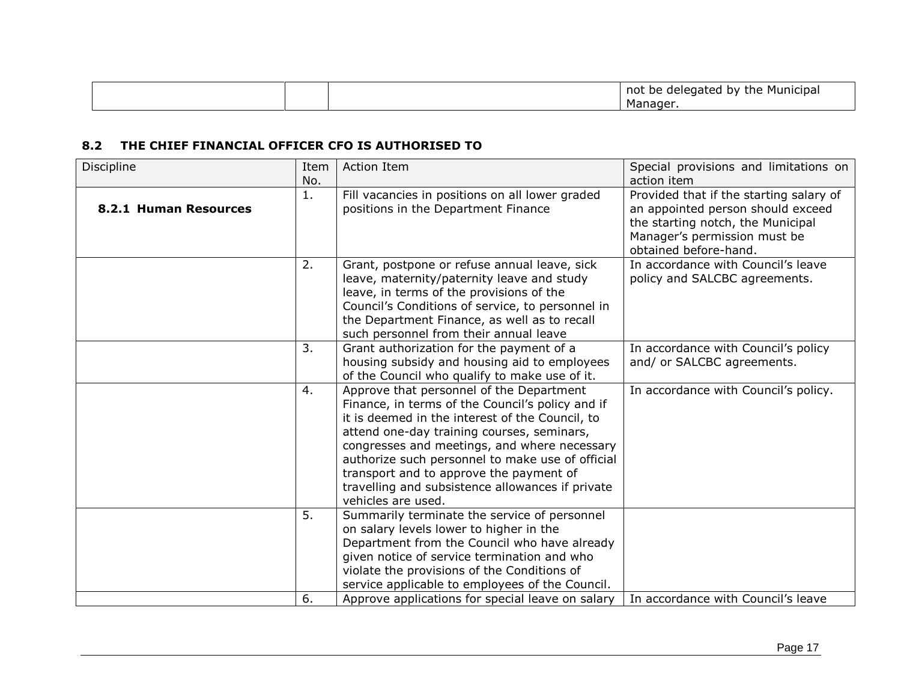| | | | not be delegated by the Municipal Manager. |
|---|---|---|---|

## 8.2 THE CHIEF FINANCIAL OFFICER CFO IS AUTHORISED TO

| Discipline | Item No. | Action Item | Special provisions and limitations on action item |
|---|---|---|---|
| **8.2.1 Human Resources** | 1. | Fill vacancies in positions on all lower graded positions in the Department Finance | Provided that if the starting salary of an appointed person should exceed the starting notch, the Municipal Manager's permission must be obtained before-hand. |
| | 2. | Grant, postpone or refuse annual leave, sick leave, maternity/paternity leave and study leave, in terms of the provisions of the Council's Conditions of service, to personnel in the Department Finance, as well as to recall such personnel from their annual leave | In accordance with Council's leave policy and SALCBC agreements. |
| | 3. | Grant authorization for the payment of a housing subsidy and housing aid to employees of the Council who qualify to make use of it. | In accordance with Council's policy and/ or SALCBC agreements. |
| | 4. | Approve that personnel of the Department Finance, in terms of the Council's policy and if it is deemed in the interest of the Council, to attend one-day training courses, seminars, congresses and meetings, and where necessary authorize such personnel to make use of official transport and to approve the payment of travelling and subsistence allowances if private vehicles are used. | In accordance with Council's policy. |
| | 5. | Summarily terminate the service of personnel on salary levels lower to higher in the Department from the Council who have already given notice of service termination and who violate the provisions of the Conditions of service applicable to employees of the Council. | |
| | 6. | Approve applications for special leave on salary | In accordance with Council's leave |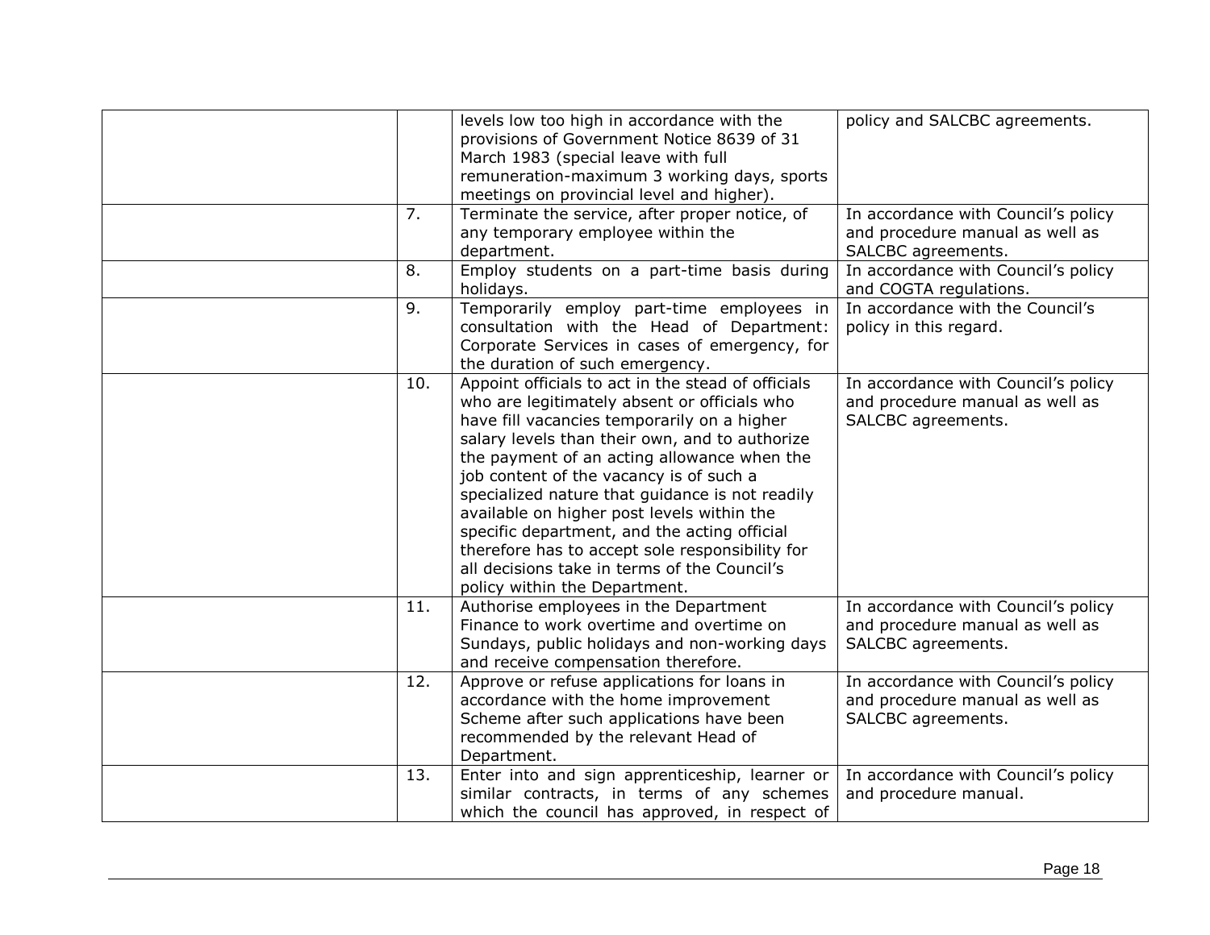| | | | |
|---|---|---|---|
| | | levels low too high in accordance with the provisions of Government Notice 8639 of 31 March 1983 (special leave with full remuneration-maximum 3 working days, sports meetings on provincial level and higher). | policy and SALCBC agreements. |
| | 7. | Terminate the service, after proper notice, of any temporary employee within the department. | In accordance with Council's policy and procedure manual as well as SALCBC agreements. |
| | 8. | Employ students on a part-time basis during holidays. | In accordance with Council's policy and COGTA regulations. |
| | 9. | Temporarily employ part-time employees in consultation with the Head of Department: Corporate Services in cases of emergency, for the duration of such emergency. | In accordance with the Council's policy in this regard. |
| | 10. | Appoint officials to act in the stead of officials who are legitimately absent or officials who have fill vacancies temporarily on a higher salary levels than their own, and to authorize the payment of an acting allowance when the job content of the vacancy is of such a specialized nature that guidance is not readily available on higher post levels within the specific department, and the acting official therefore has to accept sole responsibility for all decisions take in terms of the Council's policy within the Department. | In accordance with Council's policy and procedure manual as well as SALCBC agreements. |
| | 11. | Authorise employees in the Department Finance to work overtime and overtime on Sundays, public holidays and non-working days and receive compensation therefore. | In accordance with Council's policy and procedure manual as well as SALCBC agreements. |
| | 12. | Approve or refuse applications for loans in accordance with the home improvement Scheme after such applications have been recommended by the relevant Head of Department. | In accordance with Council's policy and procedure manual as well as SALCBC agreements. |
| | 13. | Enter into and sign apprenticeship, learner or similar contracts, in terms of any schemes which the council has approved, in respect of | In accordance with Council's policy and procedure manual. |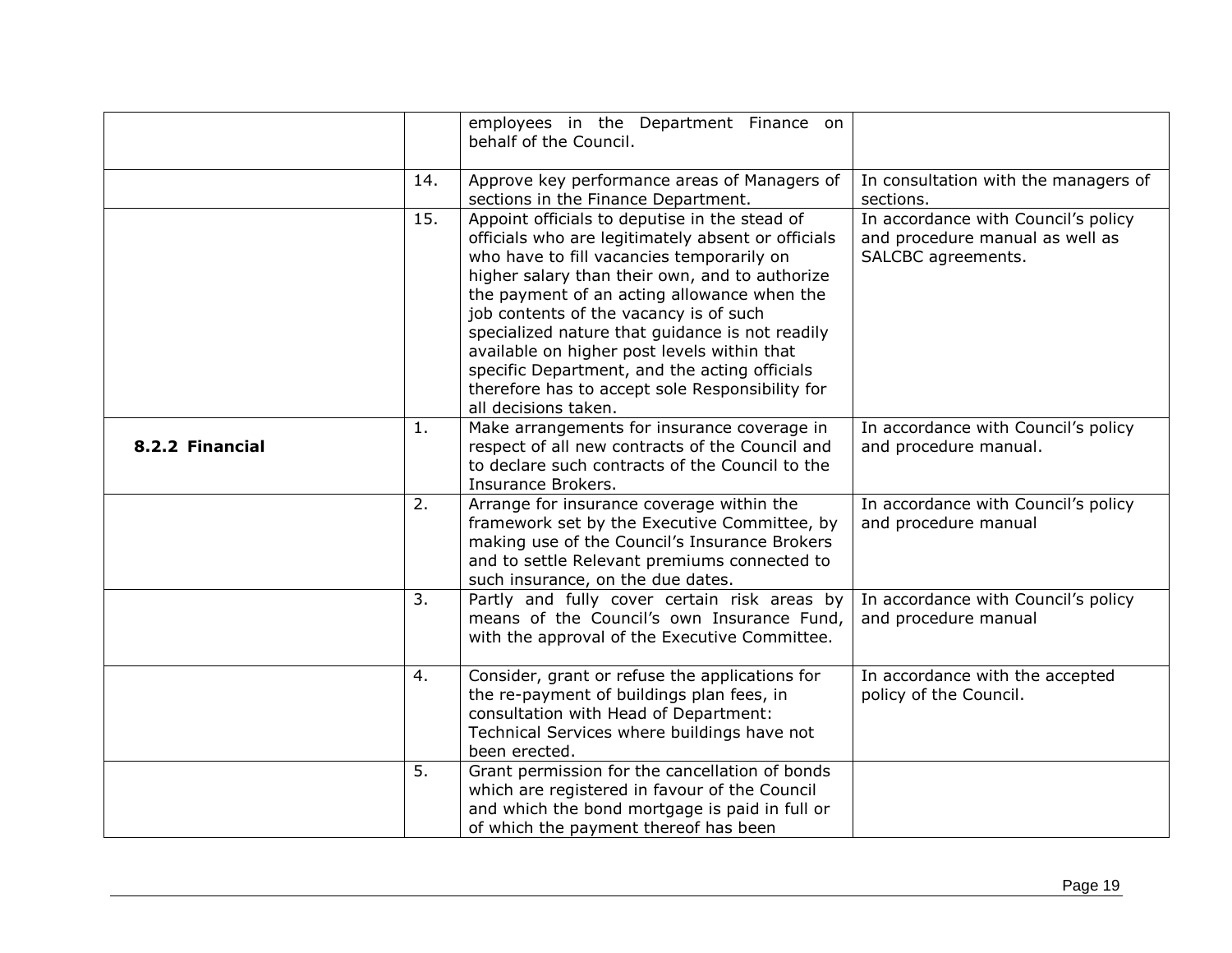| | | | |
|---|---|---|---|
| | | employees in the Department Finance on behalf of the Council. | |
| | 14. | Approve key performance areas of Managers of sections in the Finance Department. | In consultation with the managers of sections. |
| | 15. | Appoint officials to deputise in the stead of officials who are legitimately absent or officials who have to fill vacancies temporarily on higher salary than their own, and to authorize the payment of an acting allowance when the job contents of the vacancy is of such specialized nature that guidance is not readily available on higher post levels within that specific Department, and the acting officials therefore has to accept sole Responsibility for all decisions taken. | In accordance with Council's policy and procedure manual as well as SALCBC agreements. |
| **8.2.2 Financial** | 1. | Make arrangements for insurance coverage in respect of all new contracts of the Council and to declare such contracts of the Council to the Insurance Brokers. | In accordance with Council's policy and procedure manual. |
| | 2. | Arrange for insurance coverage within the framework set by the Executive Committee, by making use of the Council's Insurance Brokers and to settle Relevant premiums connected to such insurance, on the due dates. | In accordance with Council's policy and procedure manual |
| | 3. | Partly and fully cover certain risk areas by means of the Council's own Insurance Fund, with the approval of the Executive Committee. | In accordance with Council's policy and procedure manual |
| | 4. | Consider, grant or refuse the applications for the re-payment of buildings plan fees, in consultation with Head of Department: Technical Services where buildings have not been erected. | In accordance with the accepted policy of the Council. |
| | 5. | Grant permission for the cancellation of bonds which are registered in favour of the Council and which the bond mortgage is paid in full or of which the payment thereof has been | |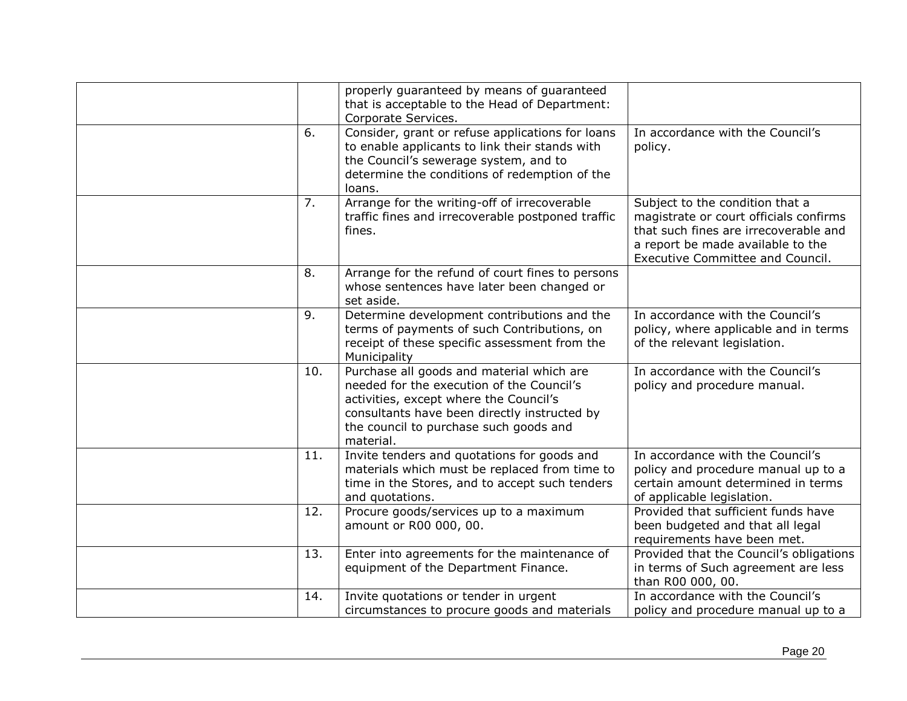| | | | |
|---|---|---|---|
| | | properly guaranteed by means of guaranteed that is acceptable to the Head of Department: Corporate Services. | |
| | 6. | Consider, grant or refuse applications for loans to enable applicants to link their stands with the Council's sewerage system, and to determine the conditions of redemption of the loans. | In accordance with the Council's policy. |
| | 7. | Arrange for the writing-off of irrecoverable traffic fines and irrecoverable postponed traffic fines. | Subject to the condition that a magistrate or court officials confirms that such fines are irrecoverable and a report be made available to the Executive Committee and Council. |
| | 8. | Arrange for the refund of court fines to persons whose sentences have later been changed or set aside. | |
| | 9. | Determine development contributions and the terms of payments of such Contributions, on receipt of these specific assessment from the Municipality | In accordance with the Council's policy, where applicable and in terms of the relevant legislation. |
| | 10. | Purchase all goods and material which are needed for the execution of the Council's activities, except where the Council's consultants have been directly instructed by the council to purchase such goods and material. | In accordance with the Council's policy and procedure manual. |
| | 11. | Invite tenders and quotations for goods and materials which must be replaced from time to time in the Stores, and to accept such tenders and quotations. | In accordance with the Council's policy and procedure manual up to a certain amount determined in terms of applicable legislation. |
| | 12. | Procure goods/services up to a maximum amount or R00 000, 00. | Provided that sufficient funds have been budgeted and that all legal requirements have been met. |
| | 13. | Enter into agreements for the maintenance of equipment of the Department Finance. | Provided that the Council's obligations in terms of Such agreement are less than R00 000, 00. |
| | 14. | Invite quotations or tender in urgent circumstances to procure goods and materials | In accordance with the Council's policy and procedure manual up to a |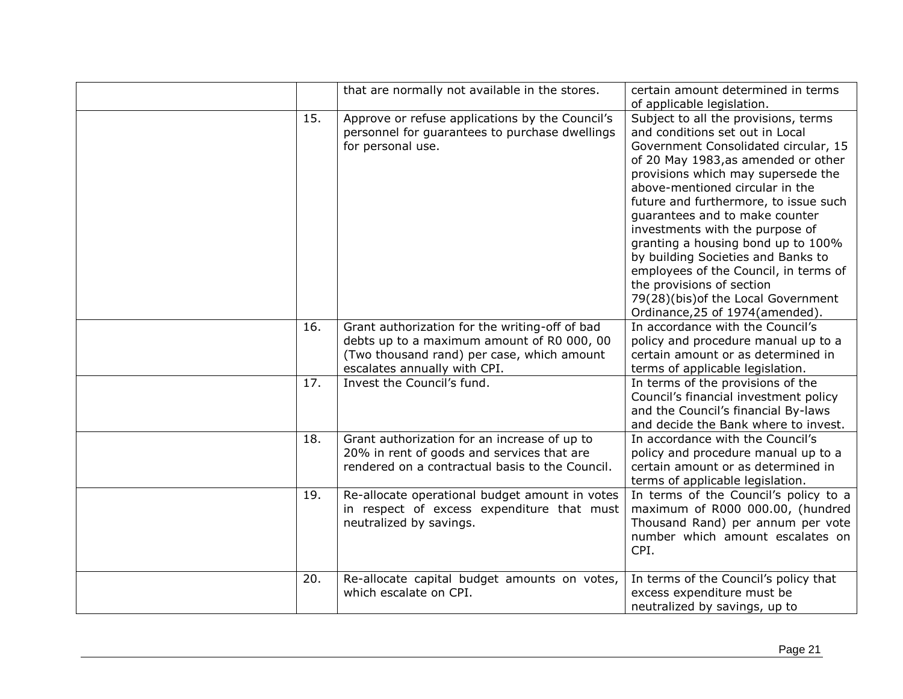| | | | |
|---|---|---|---|
| | | that are normally not available in the stores. | certain amount determined in terms of applicable legislation. |
| | 15. | Approve or refuse applications by the Council's personnel for guarantees to purchase dwellings for personal use. | Subject to all the provisions, terms and conditions set out in Local Government Consolidated circular, 15 of 20 May 1983,as amended or other provisions which may supersede the above-mentioned circular in the future and furthermore, to issue such guarantees and to make counter investments with the purpose of granting a housing bond up to 100% by building Societies and Banks to employees of the Council, in terms of the provisions of section 79(28)(bis)of the Local Government Ordinance,25 of 1974(amended). |
| | 16. | Grant authorization for the writing-off of bad debts up to a maximum amount of R0 000, 00 (Two thousand rand) per case, which amount escalates annually with CPI. | In accordance with the Council's policy and procedure manual up to a certain amount or as determined in terms of applicable legislation. |
| | 17. | Invest the Council's fund. | In terms of the provisions of the Council's financial investment policy and the Council's financial By-laws and decide the Bank where to invest. |
| | 18. | Grant authorization for an increase of up to 20% in rent of goods and services that are rendered on a contractual basis to the Council. | In accordance with the Council's policy and procedure manual up to a certain amount or as determined in terms of applicable legislation. |
| | 19. | Re-allocate operational budget amount in votes in respect of excess expenditure that must neutralized by savings. | In terms of the Council's policy to a maximum of R000 000.00, (hundred Thousand Rand) per annum per vote number which amount escalates on CPI. |
| | 20. | Re-allocate capital budget amounts on votes, which escalate on CPI. | In terms of the Council's policy that excess expenditure must be neutralized by savings, up to |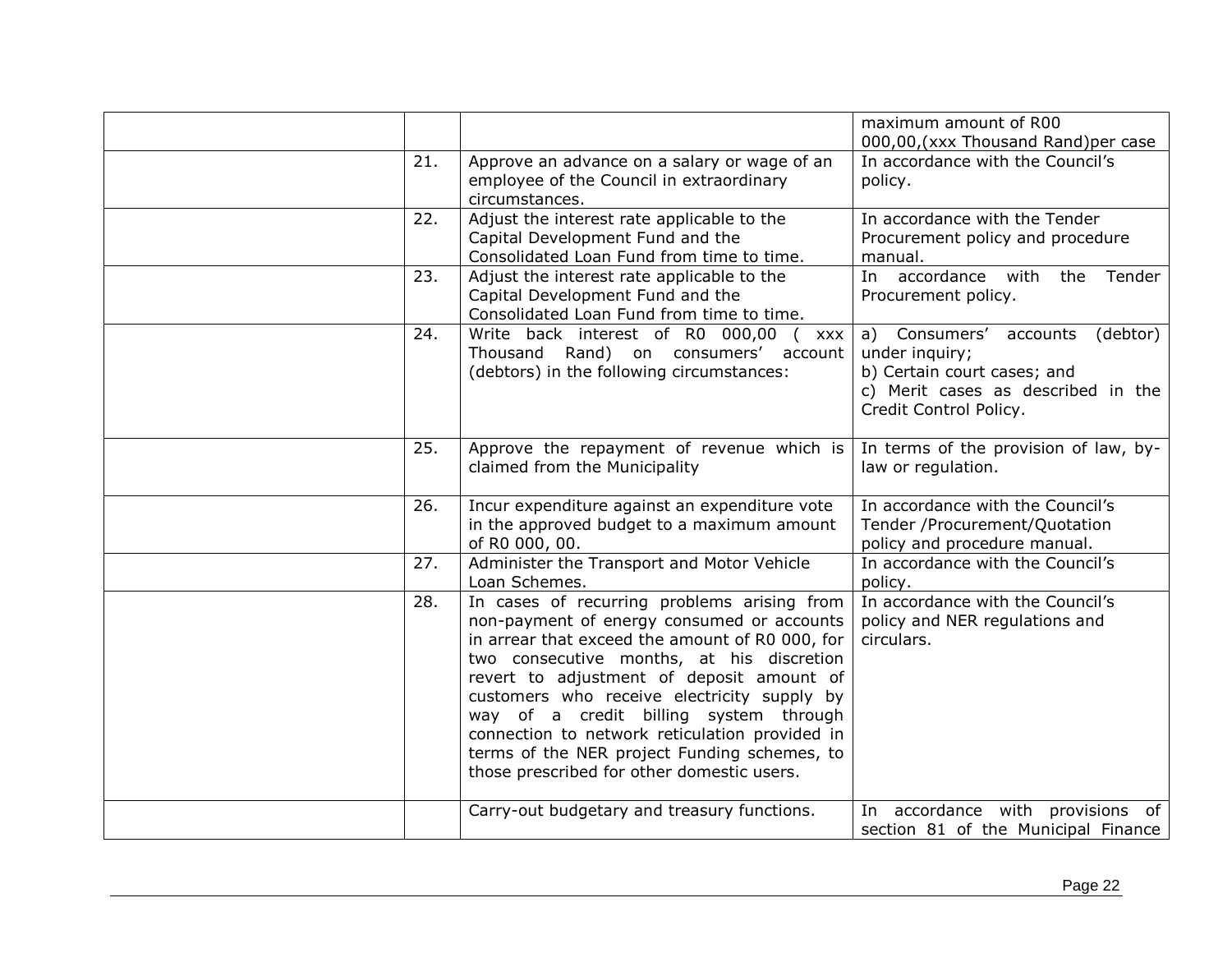| | | | |
|---|---|---|---|
| | | | maximum amount of R00 000,00,(xxx Thousand Rand)per case |
| | 21. | Approve an advance on a salary or wage of an employee of the Council in extraordinary circumstances. | In accordance with the Council's policy. |
| | 22. | Adjust the interest rate applicable to the Capital Development Fund and the Consolidated Loan Fund from time to time. | In accordance with the Tender Procurement policy and procedure manual. |
| | 23. | Adjust the interest rate applicable to the Capital Development Fund and the Consolidated Loan Fund from time to time. | In accordance with the Tender Procurement policy. |
| | 24. | Write back interest of R0 000,00 ( xxx Thousand Rand) on consumers' account (debtors) in the following circumstances: | a) Consumers' accounts (debtor) under inquiry;<br>b) Certain court cases; and<br>c) Merit cases as described in the Credit Control Policy. |
| | 25. | Approve the repayment of revenue which is claimed from the Municipality | In terms of the provision of law, by-law or regulation. |
| | 26. | Incur expenditure against an expenditure vote in the approved budget to a maximum amount of R0 000, 00. | In accordance with the Council's Tender /Procurement/Quotation policy and procedure manual. |
| | 27. | Administer the Transport and Motor Vehicle Loan Schemes. | In accordance with the Council's policy. |
| | 28. | In cases of recurring problems arising from non-payment of energy consumed or accounts in arrear that exceed the amount of R0 000, for two consecutive months, at his discretion revert to adjustment of deposit amount of customers who receive electricity supply by way of a credit billing system through connection to network reticulation provided in terms of the NER project Funding schemes, to those prescribed for other domestic users. | In accordance with the Council's policy and NER regulations and circulars. |
| | | Carry-out budgetary and treasury functions. | In accordance with provisions of section 81 of the Municipal Finance |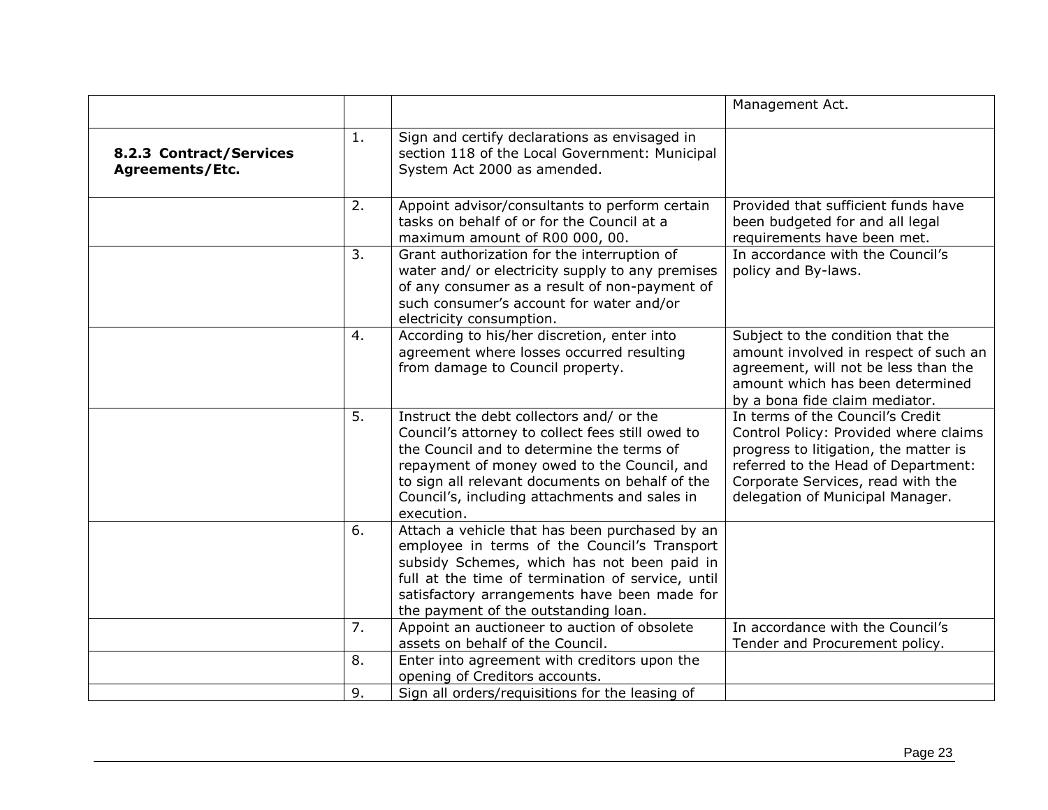| | | | |
|---|---|---|---|
| | | | Management Act. |
| **8.2.3 Contract/Services Agreements/Etc.** | 1. | Sign and certify declarations as envisaged in section 118 of the Local Government: Municipal System Act 2000 as amended. | |
| | 2. | Appoint advisor/consultants to perform certain tasks on behalf of or for the Council at a maximum amount of R00 000, 00. | Provided that sufficient funds have been budgeted for and all legal requirements have been met. |
| | 3. | Grant authorization for the interruption of water and/ or electricity supply to any premises of any consumer as a result of non-payment of such consumer's account for water and/or electricity consumption. | In accordance with the Council's policy and By-laws. |
| | 4. | According to his/her discretion, enter into agreement where losses occurred resulting from damage to Council property. | Subject to the condition that the amount involved in respect of such an agreement, will not be less than the amount which has been determined by a bona fide claim mediator. |
| | 5. | Instruct the debt collectors and/ or the Council's attorney to collect fees still owed to the Council and to determine the terms of repayment of money owed to the Council, and to sign all relevant documents on behalf of the Council's, including attachments and sales in execution. | In terms of the Council's Credit Control Policy: Provided where claims progress to litigation, the matter is referred to the Head of Department: Corporate Services, read with the delegation of Municipal Manager. |
| | 6. | Attach a vehicle that has been purchased by an employee in terms of the Council's Transport subsidy Schemes, which has not been paid in full at the time of termination of service, until satisfactory arrangements have been made for the payment of the outstanding loan. | |
| | 7. | Appoint an auctioneer to auction of obsolete assets on behalf of the Council. | In accordance with the Council's Tender and Procurement policy. |
| | 8. | Enter into agreement with creditors upon the opening of Creditors accounts. | |
| | 9. | Sign all orders/requisitions for the leasing of | |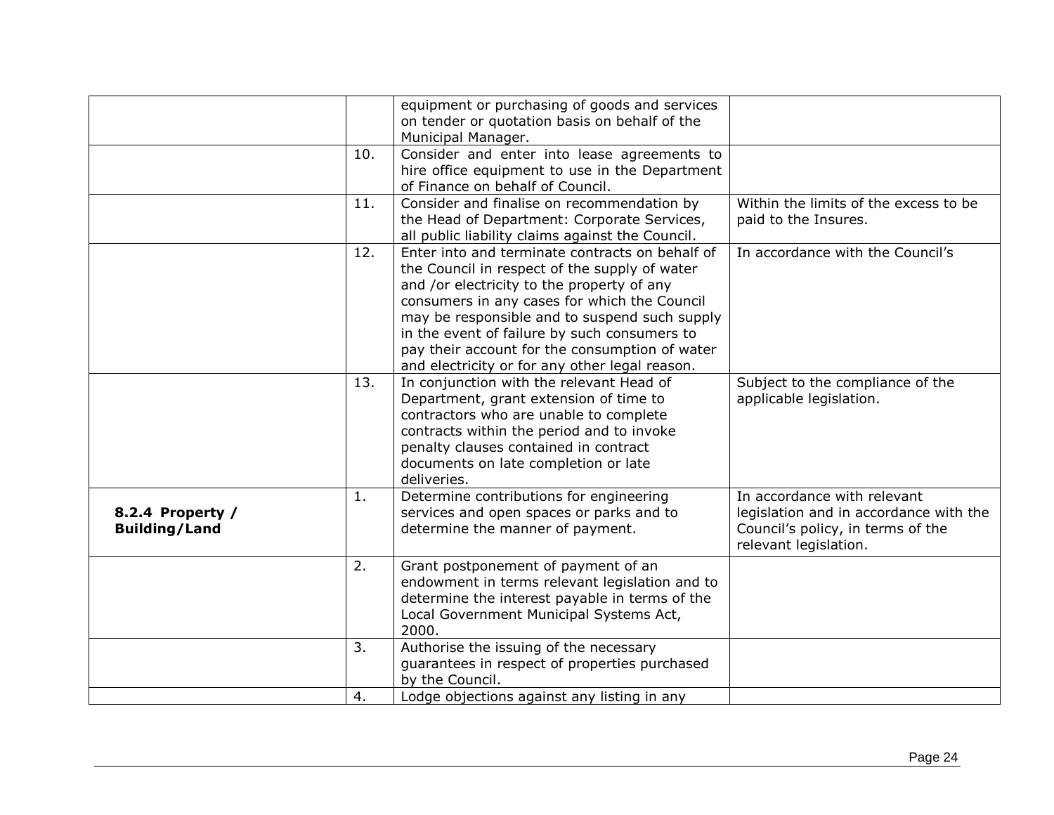| | | | |
|---|---|---|---|
| | | equipment or purchasing of goods and services on tender or quotation basis on behalf of the Municipal Manager. | |
| | 10. | Consider and enter into lease agreements to hire office equipment to use in the Department of Finance on behalf of Council. | |
| | 11. | Consider and finalise on recommendation by the Head of Department: Corporate Services, all public liability claims against the Council. | Within the limits of the excess to be paid to the Insures. |
| | 12. | Enter into and terminate contracts on behalf of the Council in respect of the supply of water and /or electricity to the property of any consumers in any cases for which the Council may be responsible and to suspend such supply in the event of failure by such consumers to pay their account for the consumption of water and electricity or for any other legal reason. | In accordance with the Council's |
| | 13. | In conjunction with the relevant Head of Department, grant extension of time to contractors who are unable to complete contracts within the period and to invoke penalty clauses contained in contract documents on late completion or late deliveries. | Subject to the compliance of the applicable legislation. |
| **8.2.4 Property / Building/Land** | 1. | Determine contributions for engineering services and open spaces or parks and to determine the manner of payment. | In accordance with relevant legislation and in accordance with the Council's policy, in terms of the relevant legislation. |
| | 2. | Grant postponement of payment of an endowment in terms relevant legislation and to determine the interest payable in terms of the Local Government Municipal Systems Act, 2000. | |
| | 3. | Authorise the issuing of the necessary guarantees in respect of properties purchased by the Council. | |
| | 4. | Lodge objections against any listing in any | |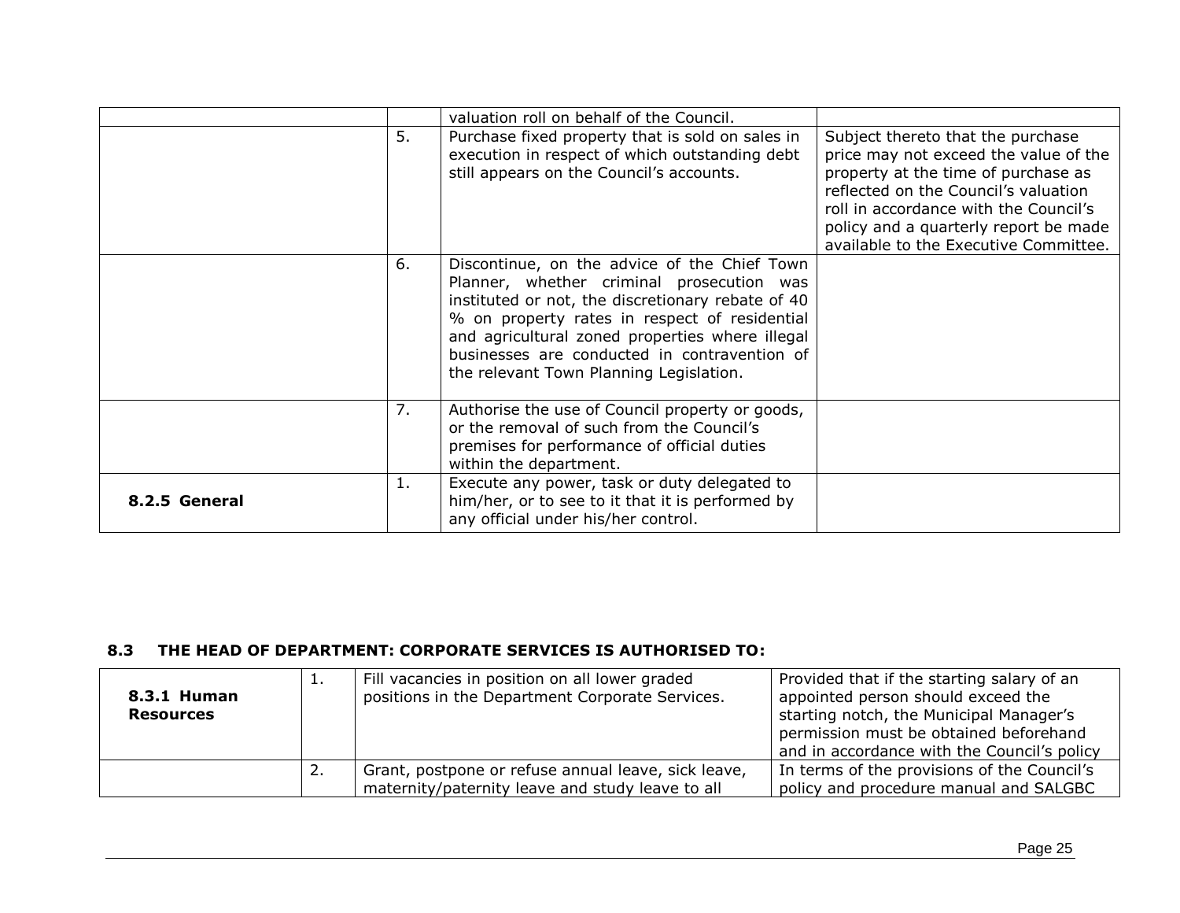| | | | |
|---|---|---|---|
| | | valuation roll on behalf of the Council. | |
| | 5. | Purchase fixed property that is sold on sales in execution in respect of which outstanding debt still appears on the Council's accounts. | Subject thereto that the purchase price may not exceed the value of the property at the time of purchase as reflected on the Council's valuation roll in accordance with the Council's policy and a quarterly report be made available to the Executive Committee. |
| | 6. | Discontinue, on the advice of the Chief Town Planner, whether criminal prosecution was instituted or not, the discretionary rebate of 40 % on property rates in respect of residential and agricultural zoned properties where illegal businesses are conducted in contravention of the relevant Town Planning Legislation. | |
| | 7. | Authorise the use of Council property or goods, or the removal of such from the Council's premises for performance of official duties within the department. | |
| **8.2.5 General** | 1. | Execute any power, task or duty delegated to him/her, or to see to it that it is performed by any official under his/her control. | |

## 8.3 THE HEAD OF DEPARTMENT: CORPORATE SERVICES IS AUTHORISED TO:

| | | | |
|---|---|---|---|
| **8.3.1 Human Resources** | 1. | Fill vacancies in position on all lower graded positions in the Department Corporate Services. | Provided that if the starting salary of an appointed person should exceed the starting notch, the Municipal Manager's permission must be obtained beforehand and in accordance with the Council's policy |
| | 2. | Grant, postpone or refuse annual leave, sick leave, maternity/paternity leave and study leave to all | In terms of the provisions of the Council's policy and procedure manual and SALGBC |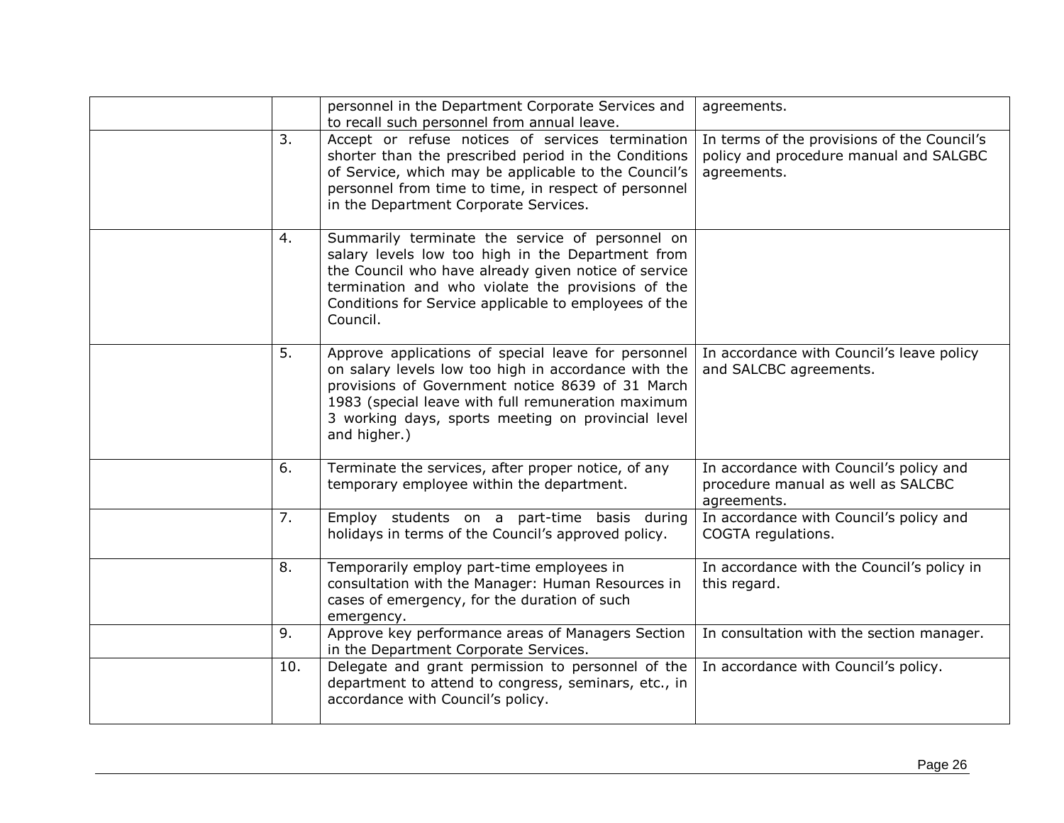| | | | |
|---|---|---|---|
| | | personnel in the Department Corporate Services and to recall such personnel from annual leave. | agreements. |
| | 3. | Accept or refuse notices of services termination shorter than the prescribed period in the Conditions of Service, which may be applicable to the Council's personnel from time to time, in respect of personnel in the Department Corporate Services. | In terms of the provisions of the Council's policy and procedure manual and SALGBC agreements. |
| | 4. | Summarily terminate the service of personnel on salary levels low too high in the Department from the Council who have already given notice of service termination and who violate the provisions of the Conditions for Service applicable to employees of the Council. | |
| | 5. | Approve applications of special leave for personnel on salary levels low too high in accordance with the provisions of Government notice 8639 of 31 March 1983 (special leave with full remuneration maximum 3 working days, sports meeting on provincial level and higher.) | In accordance with Council's leave policy and SALCBC agreements. |
| | 6. | Terminate the services, after proper notice, of any temporary employee within the department. | In accordance with Council's policy and procedure manual as well as SALCBC agreements. |
| | 7. | Employ students on a part-time basis during holidays in terms of the Council's approved policy. | In accordance with Council's policy and COGTA regulations. |
| | 8. | Temporarily employ part-time employees in consultation with the Manager: Human Resources in cases of emergency, for the duration of such emergency. | In accordance with the Council's policy in this regard. |
| | 9. | Approve key performance areas of Managers Section in the Department Corporate Services. | In consultation with the section manager. |
| | 10. | Delegate and grant permission to personnel of the department to attend to congress, seminars, etc., in accordance with Council's policy. | In accordance with Council's policy. |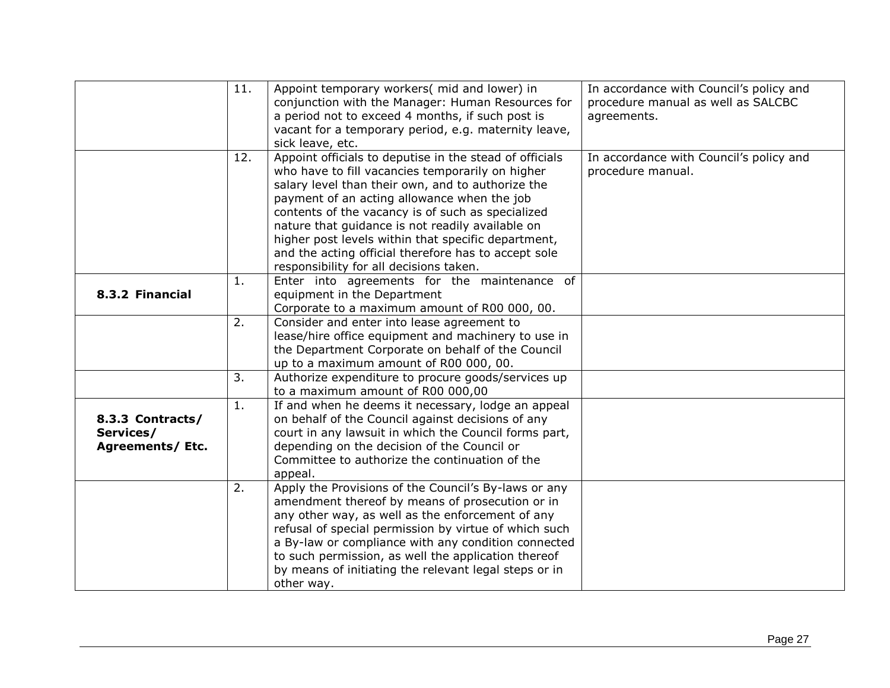| | | | |
|---|---|---|---|
| | 11. | Appoint temporary workers( mid and lower) in conjunction with the Manager: Human Resources for a period not to exceed 4 months, if such post is vacant for a temporary period, e.g. maternity leave, sick leave, etc. | In accordance with Council's policy and procedure manual as well as SALCBC agreements. |
| | 12. | Appoint officials to deputise in the stead of officials who have to fill vacancies temporarily on higher salary level than their own, and to authorize the payment of an acting allowance when the job contents of the vacancy is of such as specialized nature that guidance is not readily available on higher post levels within that specific department, and the acting official therefore has to accept sole responsibility for all decisions taken. | In accordance with Council's policy and procedure manual. |
| **8.3.2 Financial** | 1. | Enter into agreements for the maintenance of equipment in the Department Corporate to a maximum amount of R00 000, 00. | |
| | 2. | Consider and enter into lease agreement to lease/hire office equipment and machinery to use in the Department Corporate on behalf of the Council up to a maximum amount of R00 000, 00. | |
| | 3. | Authorize expenditure to procure goods/services up to a maximum amount of R00 000,00 | |
| **8.3.3 Contracts/ Services/ Agreements/ Etc.** | 1. | If and when he deems it necessary, lodge an appeal on behalf of the Council against decisions of any court in any lawsuit in which the Council forms part, depending on the decision of the Council or Committee to authorize the continuation of the appeal. | |
| | 2. | Apply the Provisions of the Council's By-laws or any amendment thereof by means of prosecution or in any other way, as well as the enforcement of any refusal of special permission by virtue of which such a By-law or compliance with any condition connected to such permission, as well the application thereof by means of initiating the relevant legal steps or in other way. | |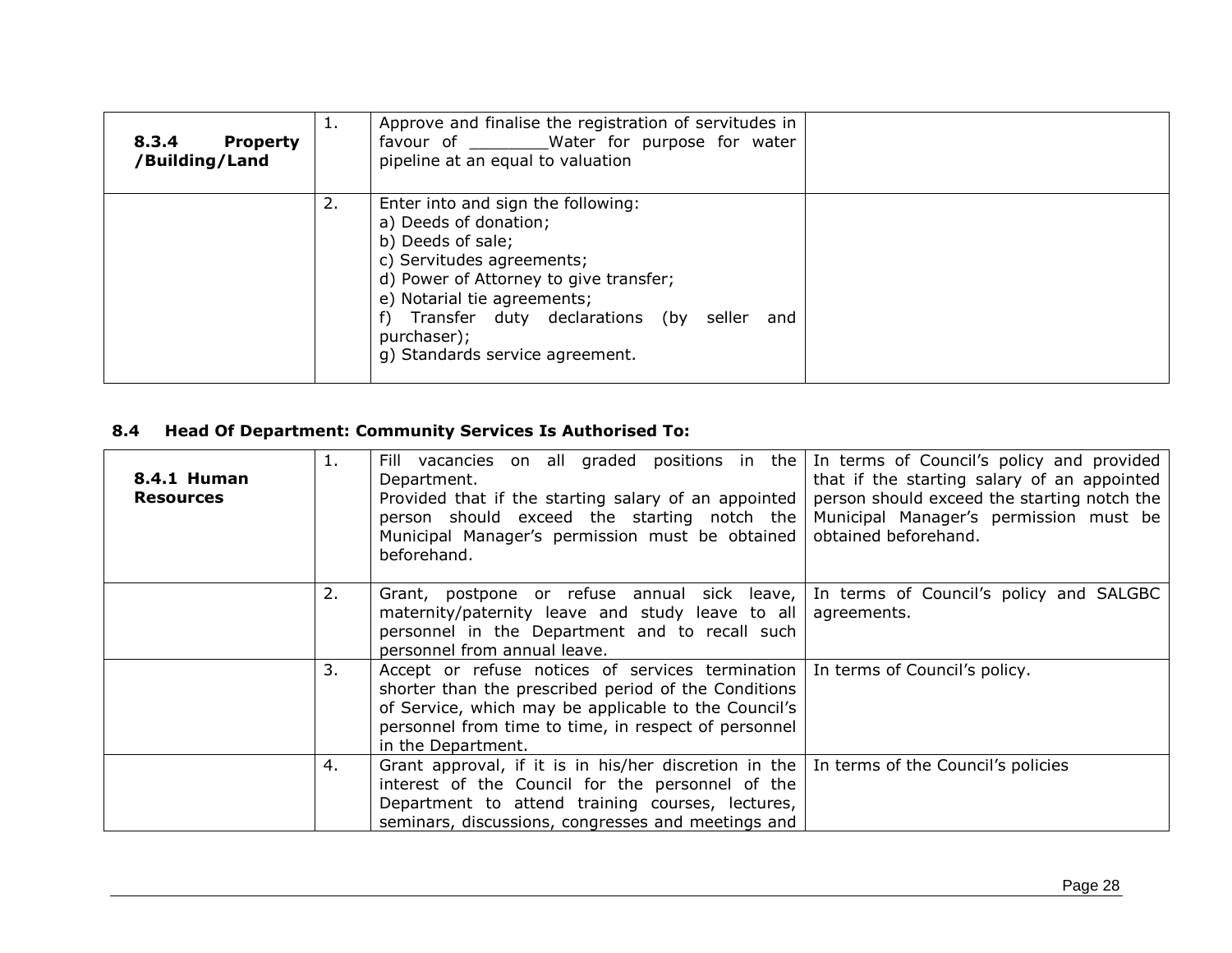| | | | |
|---|---|---|---|
| **8.3.4 Property /Building/Land** | 1. | Approve and finalise the registration of servitudes in favour of ________Water for purpose for water pipeline at an equal to valuation | |
| | 2. | Enter into and sign the following:<br>a) Deeds of donation;<br>b) Deeds of sale;<br>c) Servitudes agreements;<br>d) Power of Attorney to give transfer;<br>e) Notarial tie agreements;<br>f) Transfer duty declarations (by seller and purchaser);<br>g) Standards service agreement. | |

### 8.4 Head Of Department: Community Services Is Authorised To:

| | | | |
|---|---|---|---|
| **8.4.1 Human Resources** | 1. | Fill vacancies on all graded positions in the Department.<br>Provided that if the starting salary of an appointed person should exceed the starting notch the Municipal Manager's permission must be obtained beforehand. | In terms of Council's policy and provided that if the starting salary of an appointed person should exceed the starting notch the Municipal Manager's permission must be obtained beforehand. |
| | 2. | Grant, postpone or refuse annual sick leave, maternity/paternity leave and study leave to all personnel in the Department and to recall such personnel from annual leave. | In terms of Council's policy and SALGBC agreements. |
| | 3. | Accept or refuse notices of services termination shorter than the prescribed period of the Conditions of Service, which may be applicable to the Council's personnel from time to time, in respect of personnel in the Department. | In terms of Council's policy. |
| | 4. | Grant approval, if it is in his/her discretion in the interest of the Council for the personnel of the Department to attend training courses, lectures, seminars, discussions, congresses and meetings and | In terms of the Council's policies |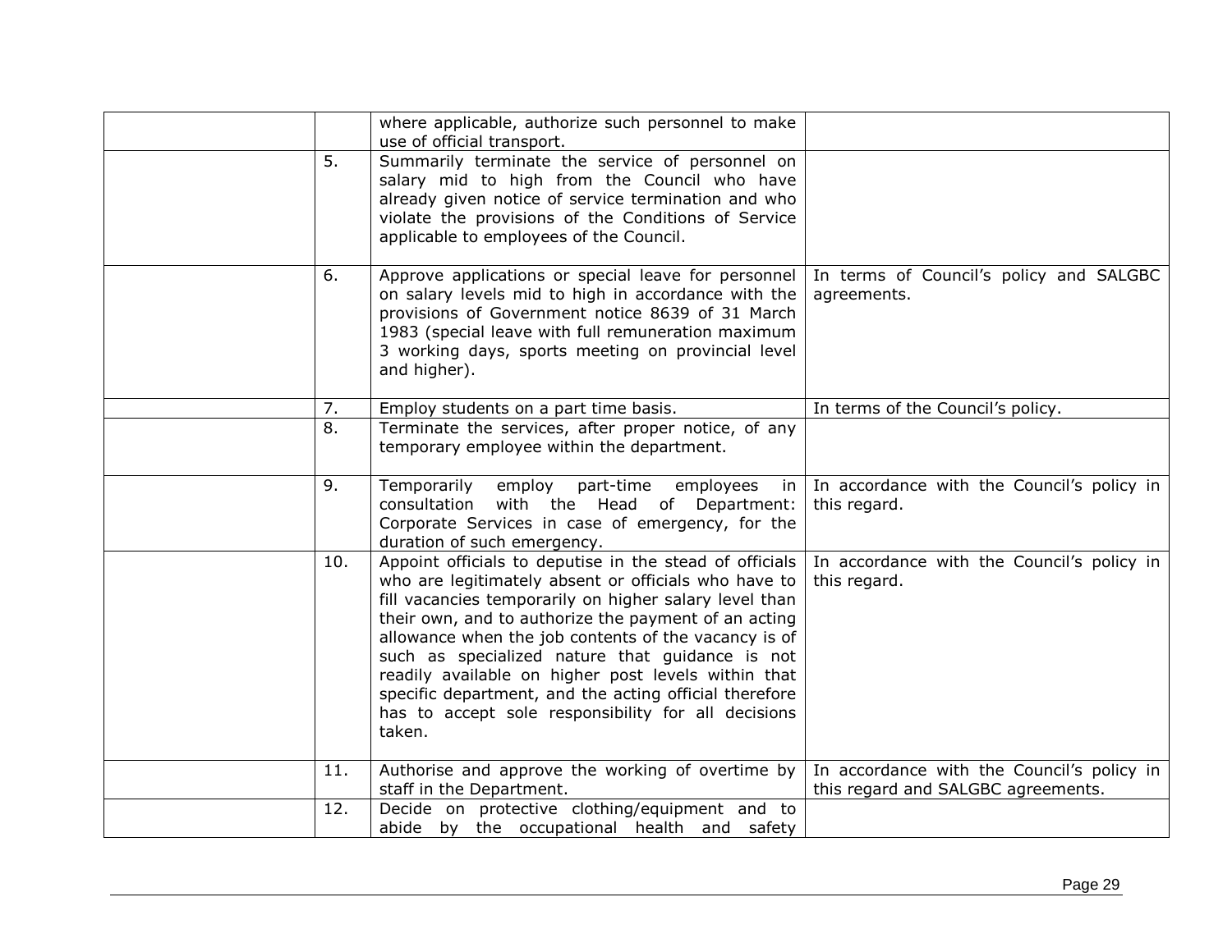| | | | |
|---|---|---|---|
| | | where applicable, authorize such personnel to make use of official transport. | |
| | 5. | Summarily terminate the service of personnel on salary mid to high from the Council who have already given notice of service termination and who violate the provisions of the Conditions of Service applicable to employees of the Council. | |
| | 6. | Approve applications or special leave for personnel on salary levels mid to high in accordance with the provisions of Government notice 8639 of 31 March 1983 (special leave with full remuneration maximum 3 working days, sports meeting on provincial level and higher). | In terms of Council's policy and SALGBC agreements. |
| | 7. | Employ students on a part time basis. | In terms of the Council's policy. |
| | 8. | Terminate the services, after proper notice, of any temporary employee within the department. | |
| | 9. | Temporarily employ part-time employees in consultation with the Head of Department: Corporate Services in case of emergency, for the duration of such emergency. | In accordance with the Council's policy in this regard. |
| | 10. | Appoint officials to deputise in the stead of officials who are legitimately absent or officials who have to fill vacancies temporarily on higher salary level than their own, and to authorize the payment of an acting allowance when the job contents of the vacancy is of such as specialized nature that guidance is not readily available on higher post levels within that specific department, and the acting official therefore has to accept sole responsibility for all decisions taken. | In accordance with the Council's policy in this regard. |
| | 11. | Authorise and approve the working of overtime by staff in the Department. | In accordance with the Council's policy in this regard and SALGBC agreements. |
| | 12. | Decide on protective clothing/equipment and to abide by the occupational health and safety | |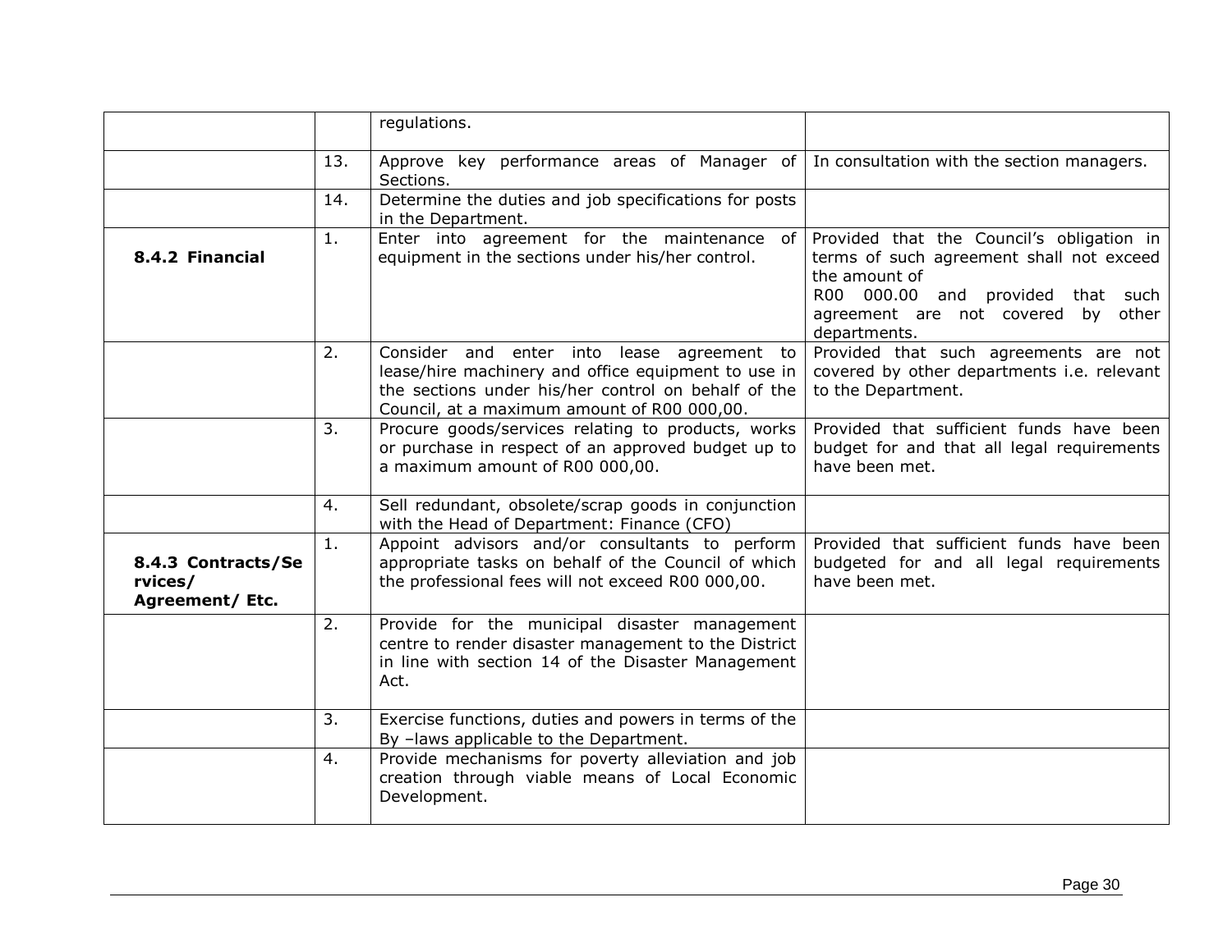| | | | |
|---|---|---|---|
| | | regulations. | |
| | 13. | Approve key performance areas of Manager of Sections. | In consultation with the section managers. |
| | 14. | Determine the duties and job specifications for posts in the Department. | |
| **8.4.2 Financial** | 1. | Enter into agreement for the maintenance of equipment in the sections under his/her control. | Provided that the Council's obligation in terms of such agreement shall not exceed the amount of R00 000.00 and provided that such agreement are not covered by other departments. |
| | 2. | Consider and enter into lease agreement to lease/hire machinery and office equipment to use in the sections under his/her control on behalf of the Council, at a maximum amount of R00 000,00. | Provided that such agreements are not covered by other departments i.e. relevant to the Department. |
| | 3. | Procure goods/services relating to products, works or purchase in respect of an approved budget up to a maximum amount of R00 000,00. | Provided that sufficient funds have been budget for and that all legal requirements have been met. |
| | 4. | Sell redundant, obsolete/scrap goods in conjunction with the Head of Department: Finance (CFO) | |
| **8.4.3 Contracts/Services/ Agreement/ Etc.** | 1. | Appoint advisors and/or consultants to perform appropriate tasks on behalf of the Council of which the professional fees will not exceed R00 000,00. | Provided that sufficient funds have been budgeted for and all legal requirements have been met. |
| | 2. | Provide for the municipal disaster management centre to render disaster management to the District in line with section 14 of the Disaster Management Act. | |
| | 3. | Exercise functions, duties and powers in terms of the By –laws applicable to the Department. | |
| | 4. | Provide mechanisms for poverty alleviation and job creation through viable means of Local Economic Development. | |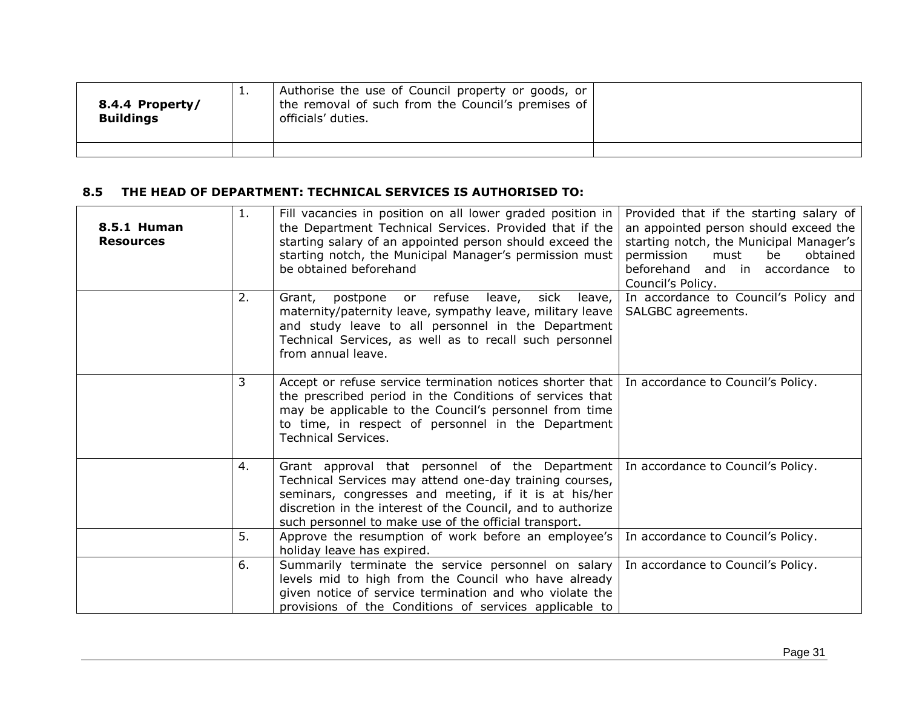| **8.4.4 Property/ Buildings** | 1. | Authorise the use of Council property or goods, or the removal of such from the Council's premises of officials' duties. | |
|---|---|---|---|
| | | | |

### 8.5 THE HEAD OF DEPARTMENT: TECHNICAL SERVICES IS AUTHORISED TO:

| **8.5.1 Human Resources** | 1. | Fill vacancies in position on all lower graded position in the Department Technical Services. Provided that if the starting salary of an appointed person should exceed the starting notch, the Municipal Manager's permission must be obtained beforehand | Provided that if the starting salary of an appointed person should exceed the starting notch, the Municipal Manager's permission must be obtained beforehand and in accordance to Council's Policy. |
|---|---|---|---|
| | 2. | Grant, postpone or refuse leave, sick leave, maternity/paternity leave, sympathy leave, military leave and study leave to all personnel in the Department Technical Services, as well as to recall such personnel from annual leave. | In accordance to Council's Policy and SALGBC agreements. |
| | 3 | Accept or refuse service termination notices shorter that the prescribed period in the Conditions of services that may be applicable to the Council's personnel from time to time, in respect of personnel in the Department Technical Services. | In accordance to Council's Policy. |
| | 4. | Grant approval that personnel of the Department Technical Services may attend one-day training courses, seminars, congresses and meeting, if it is at his/her discretion in the interest of the Council, and to authorize such personnel to make use of the official transport. | In accordance to Council's Policy. |
| | 5. | Approve the resumption of work before an employee's holiday leave has expired. | In accordance to Council's Policy. |
| | 6. | Summarily terminate the service personnel on salary levels mid to high from the Council who have already given notice of service termination and who violate the provisions of the Conditions of services applicable to | In accordance to Council's Policy. |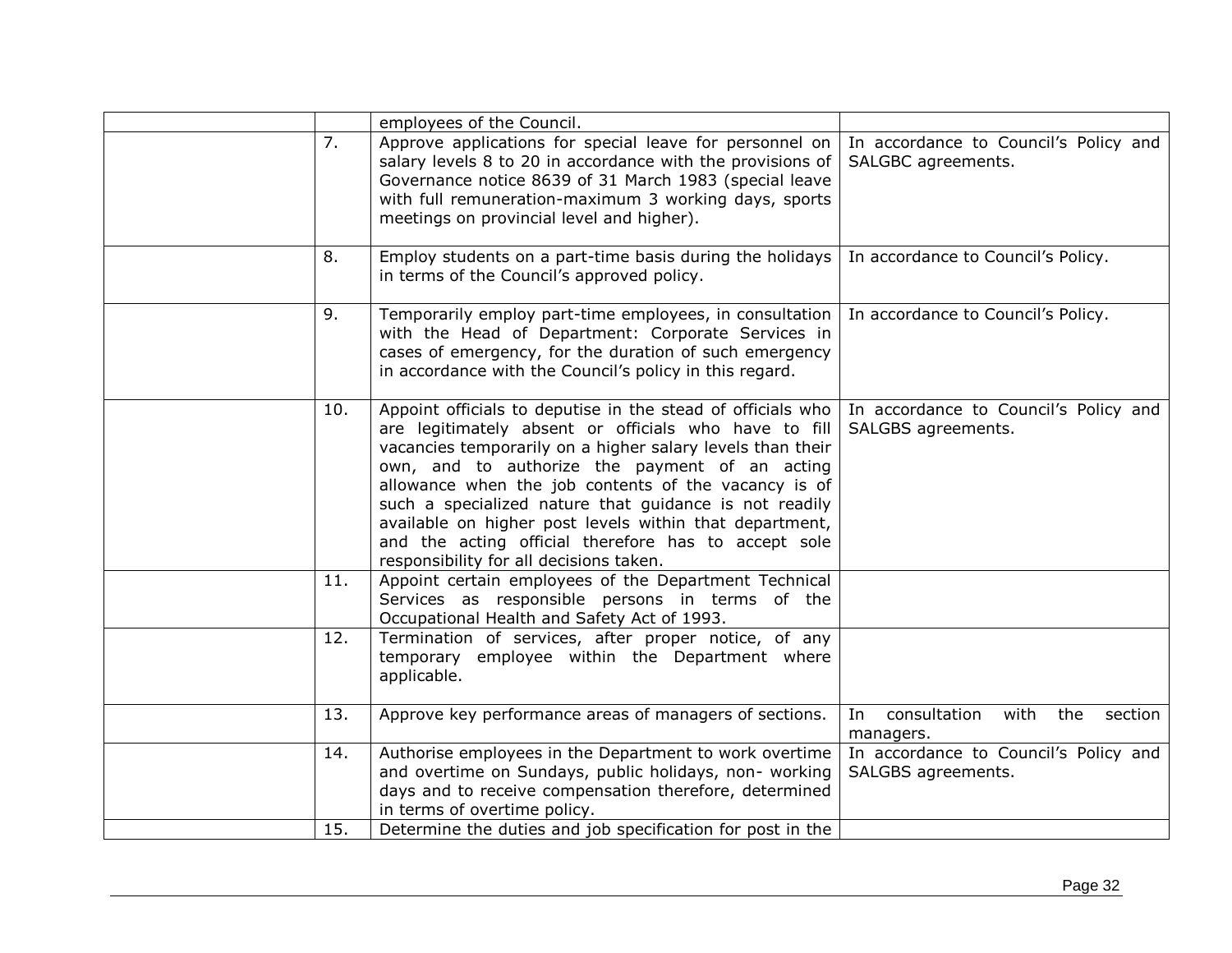| | | | |
|---|---|---|---|
| | | employees of the Council. | |
| | 7. | Approve applications for special leave for personnel on salary levels 8 to 20 in accordance with the provisions of Governance notice 8639 of 31 March 1983 (special leave with full remuneration-maximum 3 working days, sports meetings on provincial level and higher). | In accordance to Council's Policy and SALGBC agreements. |
| | 8. | Employ students on a part-time basis during the holidays in terms of the Council's approved policy. | In accordance to Council's Policy. |
| | 9. | Temporarily employ part-time employees, in consultation with the Head of Department: Corporate Services in cases of emergency, for the duration of such emergency in accordance with the Council's policy in this regard. | In accordance to Council's Policy. |
| | 10. | Appoint officials to deputise in the stead of officials who are legitimately absent or officials who have to fill vacancies temporarily on a higher salary levels than their own, and to authorize the payment of an acting allowance when the job contents of the vacancy is of such a specialized nature that guidance is not readily available on higher post levels within that department, and the acting official therefore has to accept sole responsibility for all decisions taken. | In accordance to Council's Policy and SALGBS agreements. |
| | 11. | Appoint certain employees of the Department Technical Services as responsible persons in terms of the Occupational Health and Safety Act of 1993. | |
| | 12. | Termination of services, after proper notice, of any temporary employee within the Department where applicable. | |
| | 13. | Approve key performance areas of managers of sections. | In consultation with the section managers. |
| | 14. | Authorise employees in the Department to work overtime and overtime on Sundays, public holidays, non- working days and to receive compensation therefore, determined in terms of overtime policy. | In accordance to Council's Policy and SALGBS agreements. |
| | 15. | Determine the duties and job specification for post in the | |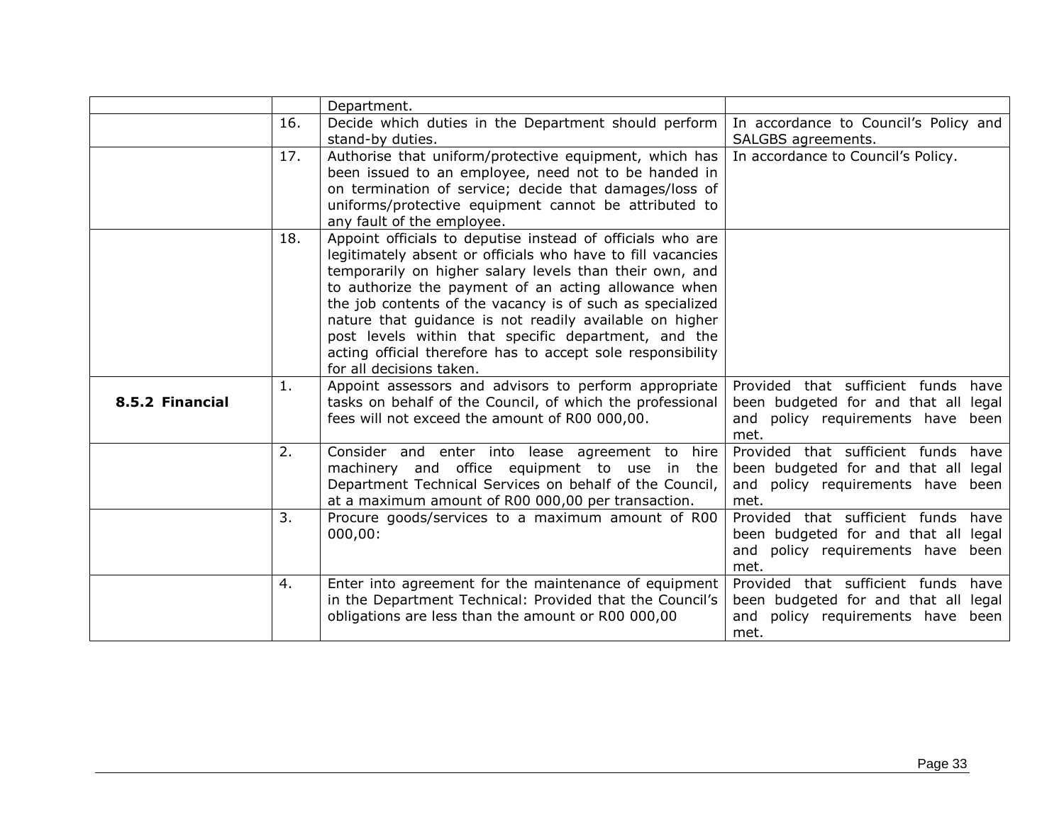| | | | |
|---|---|---|---|
| | | Department. | |
| | 16. | Decide which duties in the Department should perform stand-by duties. | In accordance to Council's Policy and SALGBS agreements. |
| | 17. | Authorise that uniform/protective equipment, which has been issued to an employee, need not to be handed in on termination of service; decide that damages/loss of uniforms/protective equipment cannot be attributed to any fault of the employee. | In accordance to Council's Policy. |
| | 18. | Appoint officials to deputise instead of officials who are legitimately absent or officials who have to fill vacancies temporarily on higher salary levels than their own, and to authorize the payment of an acting allowance when the job contents of the vacancy is of such as specialized nature that guidance is not readily available on higher post levels within that specific department, and the acting official therefore has to accept sole responsibility for all decisions taken. | |
| **8.5.2 Financial** | 1. | Appoint assessors and advisors to perform appropriate tasks on behalf of the Council, of which the professional fees will not exceed the amount of R00 000,00. | Provided that sufficient funds have been budgeted for and that all legal and policy requirements have been met. |
| | 2. | Consider and enter into lease agreement to hire machinery and office equipment to use in the Department Technical Services on behalf of the Council, at a maximum amount of R00 000,00 per transaction. | Provided that sufficient funds have been budgeted for and that all legal and policy requirements have been met. |
| | 3. | Procure goods/services to a maximum amount of R00 000,00: | Provided that sufficient funds have been budgeted for and that all legal and policy requirements have been met. |
| | 4. | Enter into agreement for the maintenance of equipment in the Department Technical: Provided that the Council's obligations are less than the amount or R00 000,00 | Provided that sufficient funds have been budgeted for and that all legal and policy requirements have been met. |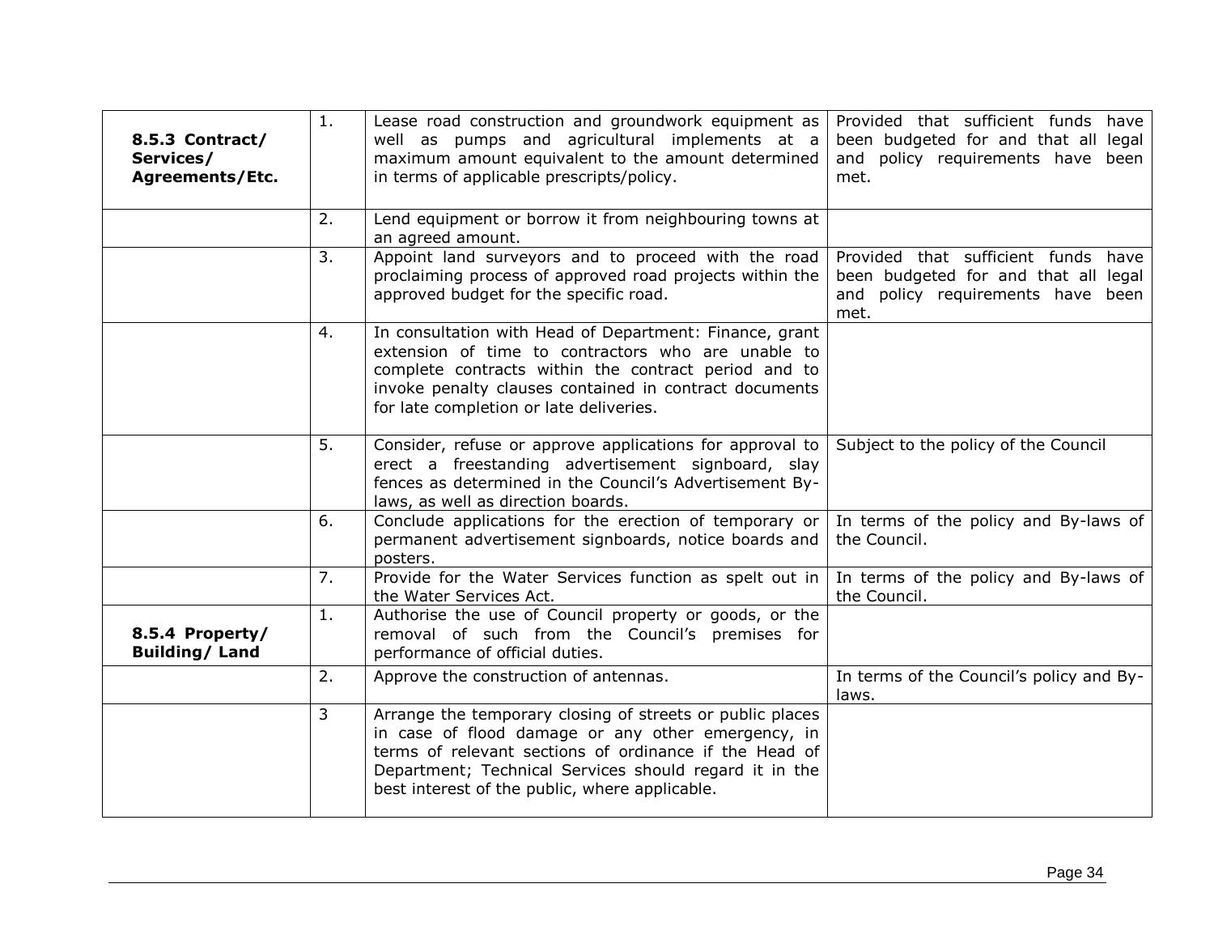| | | | |
|---|---|---|---|
| **8.5.3 Contract/ Services/ Agreements/Etc.** | 1. | Lease road construction and groundwork equipment as well as pumps and agricultural implements at a maximum amount equivalent to the amount determined in terms of applicable prescripts/policy. | Provided that sufficient funds have been budgeted for and that all legal and policy requirements have been met. |
| | 2. | Lend equipment or borrow it from neighbouring towns at an agreed amount. | |
| | 3. | Appoint land surveyors and to proceed with the road proclaiming process of approved road projects within the approved budget for the specific road. | Provided that sufficient funds have been budgeted for and that all legal and policy requirements have been met. |
| | 4. | In consultation with Head of Department: Finance, grant extension of time to contractors who are unable to complete contracts within the contract period and to invoke penalty clauses contained in contract documents for late completion or late deliveries. | |
| | 5. | Consider, refuse or approve applications for approval to erect a freestanding advertisement signboard, slay fences as determined in the Council's Advertisement By-laws, as well as direction boards. | Subject to the policy of the Council |
| | 6. | Conclude applications for the erection of temporary or permanent advertisement signboards, notice boards and posters. | In terms of the policy and By-laws of the Council. |
| | 7. | Provide for the Water Services function as spelt out in the Water Services Act. | In terms of the policy and By-laws of the Council. |
| **8.5.4 Property/ Building/ Land** | 1. | Authorise the use of Council property or goods, or the removal of such from the Council's premises for performance of official duties. | |
| | 2. | Approve the construction of antennas. | In terms of the Council's policy and By-laws. |
| | 3 | Arrange the temporary closing of streets or public places in case of flood damage or any other emergency, in terms of relevant sections of ordinance if the Head of Department; Technical Services should regard it in the best interest of the public, where applicable. | |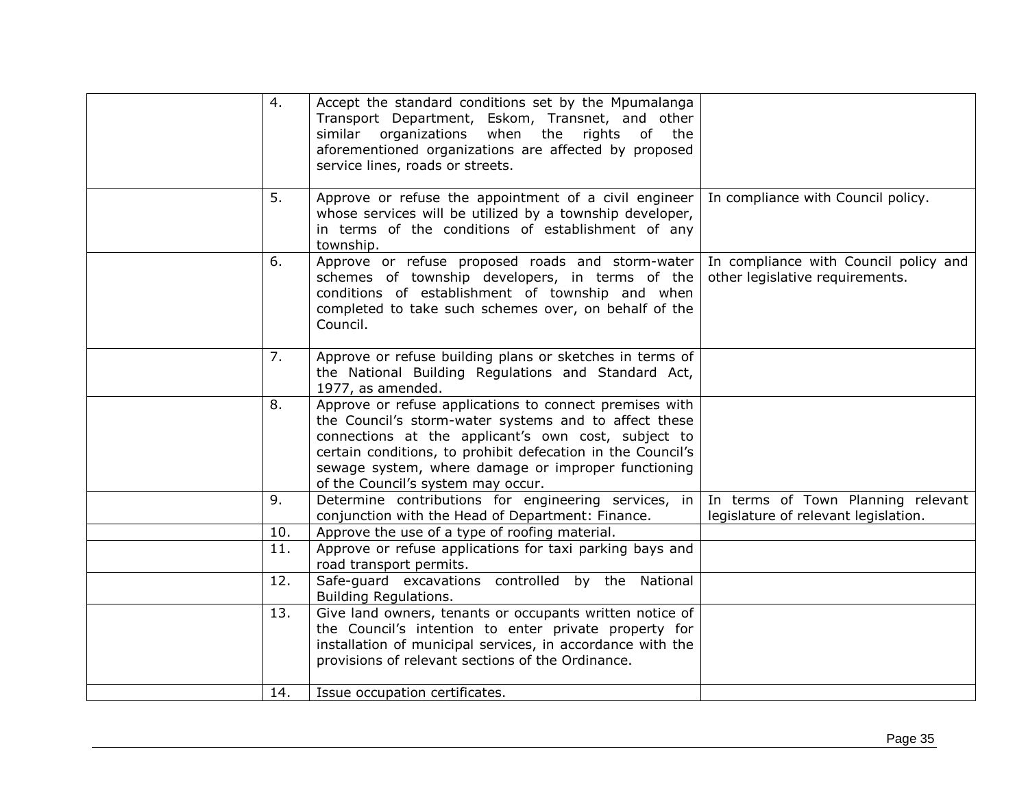| | | | |
|---|---|---|---|
| | 4. | Accept the standard conditions set by the Mpumalanga Transport Department, Eskom, Transnet, and other similar organizations when the rights of the aforementioned organizations are affected by proposed service lines, roads or streets. | |
| | 5. | Approve or refuse the appointment of a civil engineer whose services will be utilized by a township developer, in terms of the conditions of establishment of any township. | In compliance with Council policy. |
| | 6. | Approve or refuse proposed roads and storm-water schemes of township developers, in terms of the conditions of establishment of township and when completed to take such schemes over, on behalf of the Council. | In compliance with Council policy and other legislative requirements. |
| | 7. | Approve or refuse building plans or sketches in terms of the National Building Regulations and Standard Act, 1977, as amended. | |
| | 8. | Approve or refuse applications to connect premises with the Council's storm-water systems and to affect these connections at the applicant's own cost, subject to certain conditions, to prohibit defecation in the Council's sewage system, where damage or improper functioning of the Council's system may occur. | |
| | 9. | Determine contributions for engineering services, in conjunction with the Head of Department: Finance. | In terms of Town Planning relevant legislature of relevant legislation. |
| | 10. | Approve the use of a type of roofing material. | |
| | 11. | Approve or refuse applications for taxi parking bays and road transport permits. | |
| | 12. | Safe-guard excavations controlled by the National Building Regulations. | |
| | 13. | Give land owners, tenants or occupants written notice of the Council's intention to enter private property for installation of municipal services, in accordance with the provisions of relevant sections of the Ordinance. | |
| | 14. | Issue occupation certificates. | |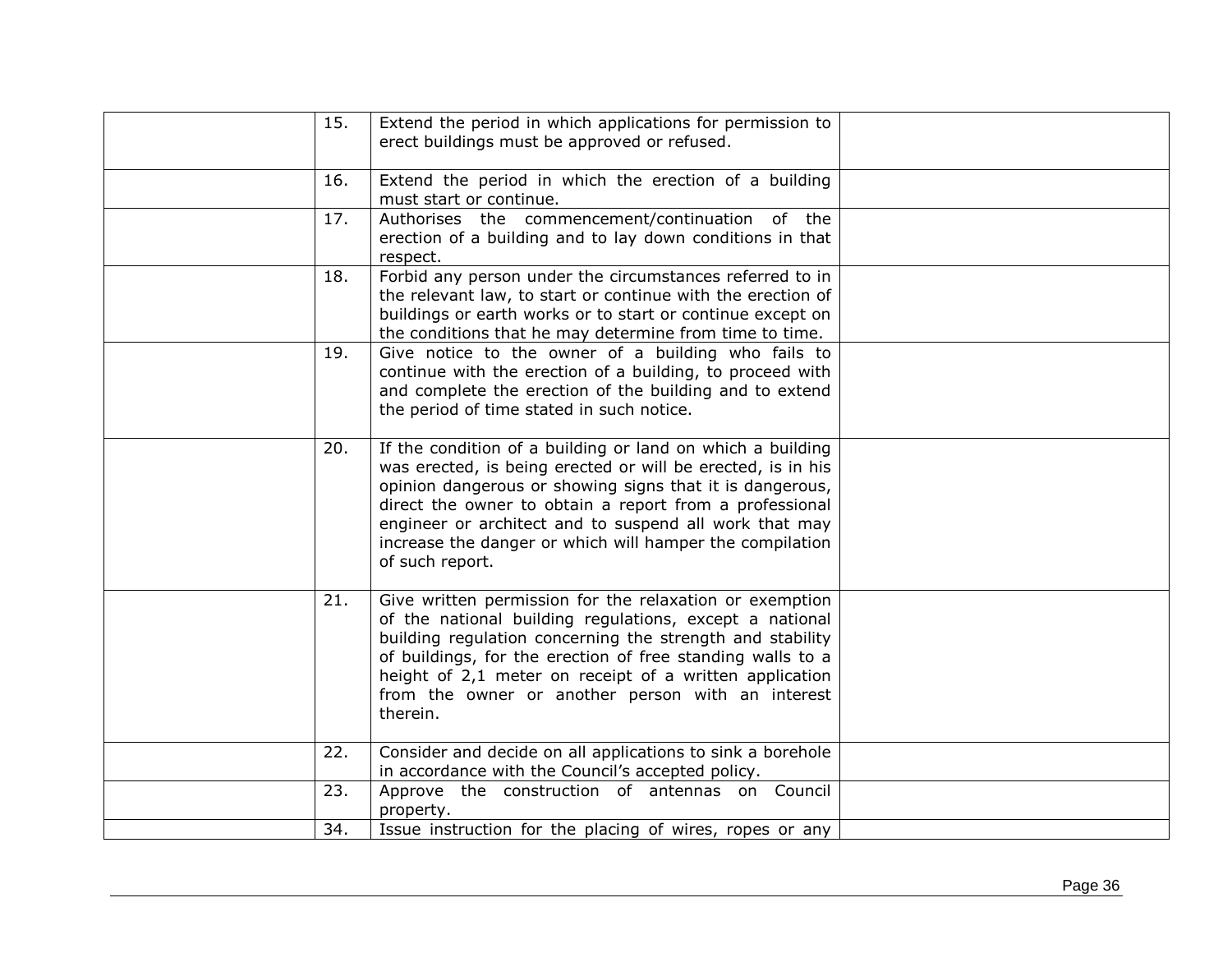| | | | |
|---|---|---|---|
| | 15. | Extend the period in which applications for permission to erect buildings must be approved or refused. | |
| | 16. | Extend the period in which the erection of a building must start or continue. | |
| | 17. | Authorises the commencement/continuation of the erection of a building and to lay down conditions in that respect. | |
| | 18. | Forbid any person under the circumstances referred to in the relevant law, to start or continue with the erection of buildings or earth works or to start or continue except on the conditions that he may determine from time to time. | |
| | 19. | Give notice to the owner of a building who fails to continue with the erection of a building, to proceed with and complete the erection of the building and to extend the period of time stated in such notice. | |
| | 20. | If the condition of a building or land on which a building was erected, is being erected or will be erected, is in his opinion dangerous or showing signs that it is dangerous, direct the owner to obtain a report from a professional engineer or architect and to suspend all work that may increase the danger or which will hamper the compilation of such report. | |
| | 21. | Give written permission for the relaxation or exemption of the national building regulations, except a national building regulation concerning the strength and stability of buildings, for the erection of free standing walls to a height of 2,1 meter on receipt of a written application from the owner or another person with an interest therein. | |
| | 22. | Consider and decide on all applications to sink a borehole in accordance with the Council's accepted policy. | |
| | 23. | Approve the construction of antennas on Council property. | |
| | 34. | Issue instruction for the placing of wires, ropes or any | |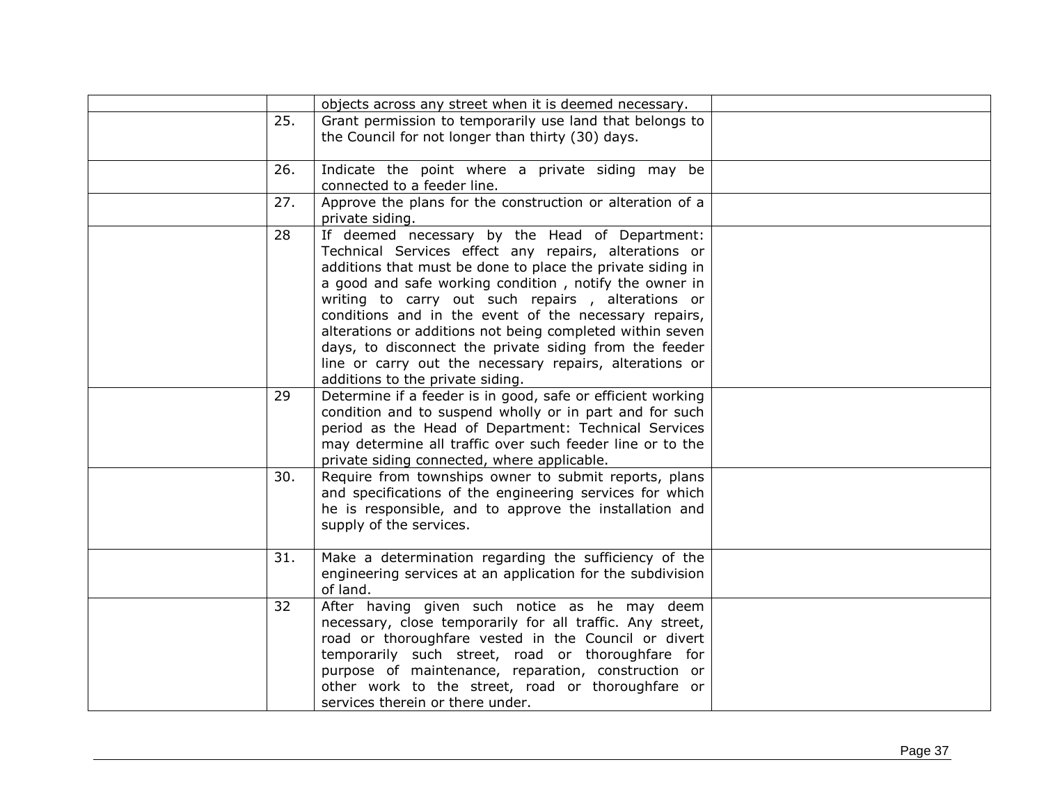| | | | |
|---|---|---|---|
| | | objects across any street when it is deemed necessary. | |
| | 25. | Grant permission to temporarily use land that belongs to the Council for not longer than thirty (30) days. | |
| | 26. | Indicate the point where a private siding may be connected to a feeder line. | |
| | 27. | Approve the plans for the construction or alteration of a private siding. | |
| | 28 | If deemed necessary by the Head of Department: Technical Services effect any repairs, alterations or additions that must be done to place the private siding in a good and safe working condition , notify the owner in writing to carry out such repairs , alterations or conditions and in the event of the necessary repairs, alterations or additions not being completed within seven days, to disconnect the private siding from the feeder line or carry out the necessary repairs, alterations or additions to the private siding. | |
| | 29 | Determine if a feeder is in good, safe or efficient working condition and to suspend wholly or in part and for such period as the Head of Department: Technical Services may determine all traffic over such feeder line or to the private siding connected, where applicable. | |
| | 30. | Require from townships owner to submit reports, plans and specifications of the engineering services for which he is responsible, and to approve the installation and supply of the services. | |
| | 31. | Make a determination regarding the sufficiency of the engineering services at an application for the subdivision of land. | |
| | 32 | After having given such notice as he may deem necessary, close temporarily for all traffic. Any street, road or thoroughfare vested in the Council or divert temporarily such street, road or thoroughfare for purpose of maintenance, reparation, construction or other work to the street, road or thoroughfare or services therein or there under. | |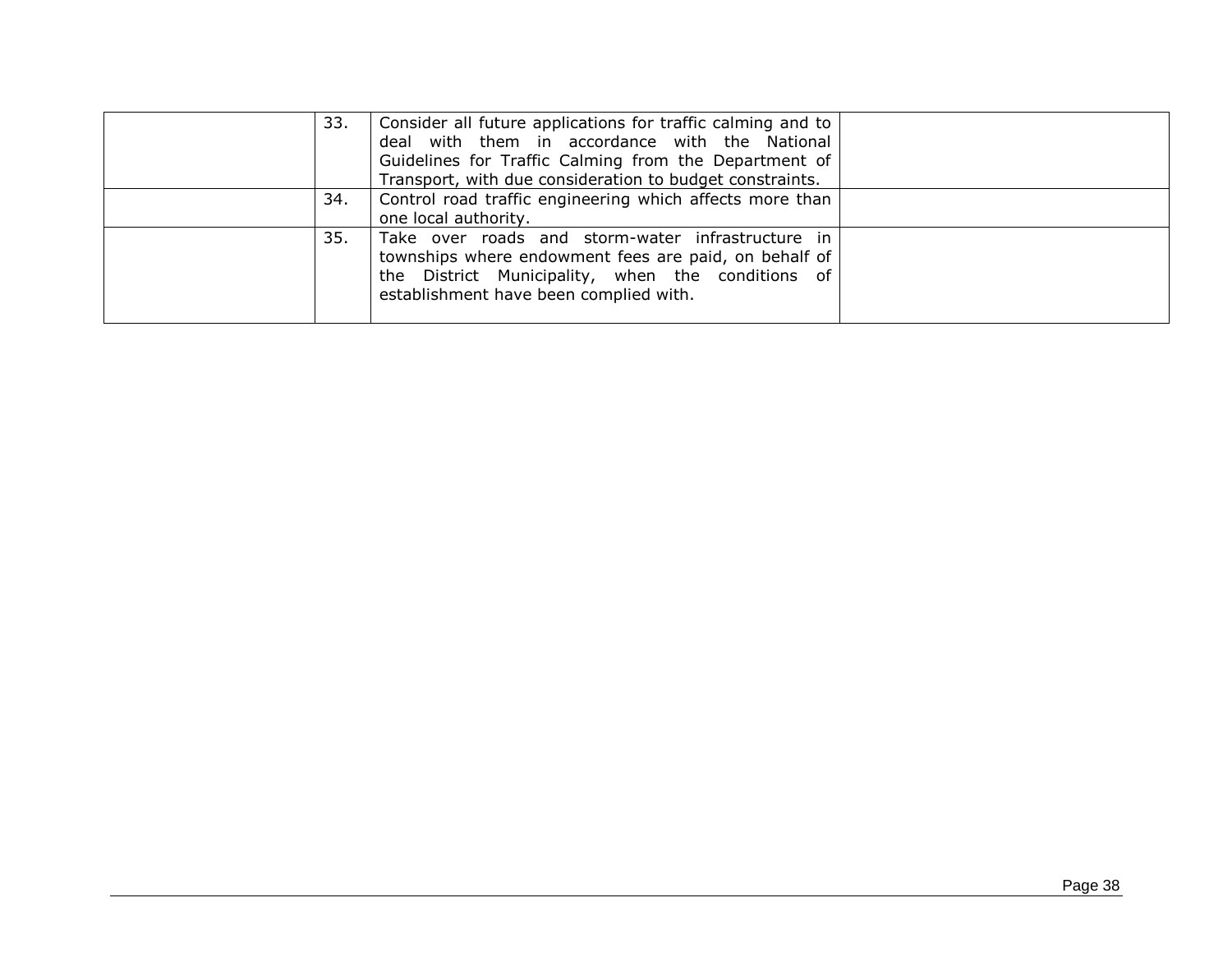| | | | |
|---|---|---|---|
| | 33. | Consider all future applications for traffic calming and to deal with them in accordance with the National Guidelines for Traffic Calming from the Department of Transport, with due consideration to budget constraints. | |
| | 34. | Control road traffic engineering which affects more than one local authority. | |
| | 35. | Take over roads and storm-water infrastructure in townships where endowment fees are paid, on behalf of the District Municipality, when the conditions of establishment have been complied with. | |